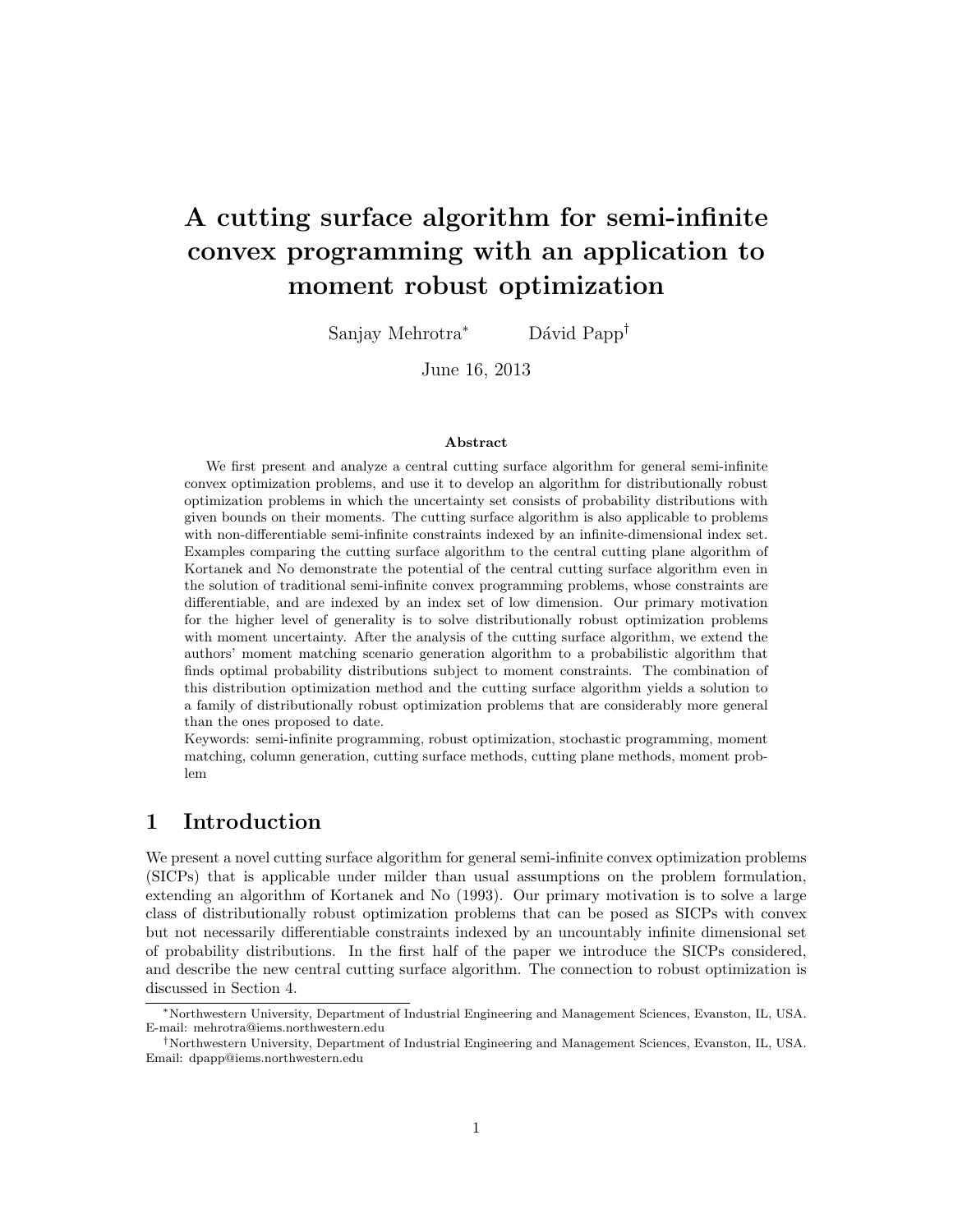# A cutting surface algorithm for semi-infinite convex programming with an application to moment robust optimization

Sanjay Mehrotra[*] Dávid Papp[†]

June 16, 2013

### Abstract

We first present and analyze a central cutting surface algorithm for general semi-infinite convex optimization problems, and use it to develop an algorithm for distributionally robust optimization problems in which the uncertainty set consists of probability distributions with given bounds on their moments. The cutting surface algorithm is also applicable to problems with non-differentiable semi-infinite constraints indexed by an infinite-dimensional index set. Examples comparing the cutting surface algorithm to the central cutting plane algorithm of Kortanek and No demonstrate the potential of the central cutting surface algorithm even in the solution of traditional semi-infinite convex programming problems, whose constraints are differentiable, and are indexed by an index set of low dimension. Our primary motivation for the higher level of generality is to solve distributionally robust optimization problems with moment uncertainty. After the analysis of the cutting surface algorithm, we extend the authors' moment matching scenario generation algorithm to a probabilistic algorithm that finds optimal probability distributions subject to moment constraints. The combination of this distribution optimization method and the cutting surface algorithm yields a solution to a family of distributionally robust optimization problems that are considerably more general than the ones proposed to date.

Keywords: semi-infinite programming, robust optimization, stochastic programming, moment matching, column generation, cutting surface methods, cutting plane methods, moment problem

## 1 Introduction

We present a novel cutting surface algorithm for general semi-infinite convex optimization problems (SICPs) that is applicable under milder than usual assumptions on the problem formulation, extending an algorithm of Kortanek and No (1993). Our primary motivation is to solve a large class of distributionally robust optimization problems that can be posed as SICPs with convex but not necessarily differentiable constraints indexed by an uncountably infinite dimensional set of probability distributions. In the first half of the paper we introduce the SICPs considered, and describe the new central cutting surface algorithm. The connection to robust optimization is discussed in Section 4.

[*]Northwestern University, Department of Industrial Engineering and Management Sciences, Evanston, IL, USA. E-mail: mehrotra@iems.northwestern.edu

[†]Northwestern University, Department of Industrial Engineering and Management Sciences, Evanston, IL, USA. Email: dpapp@iems.northwestern.edu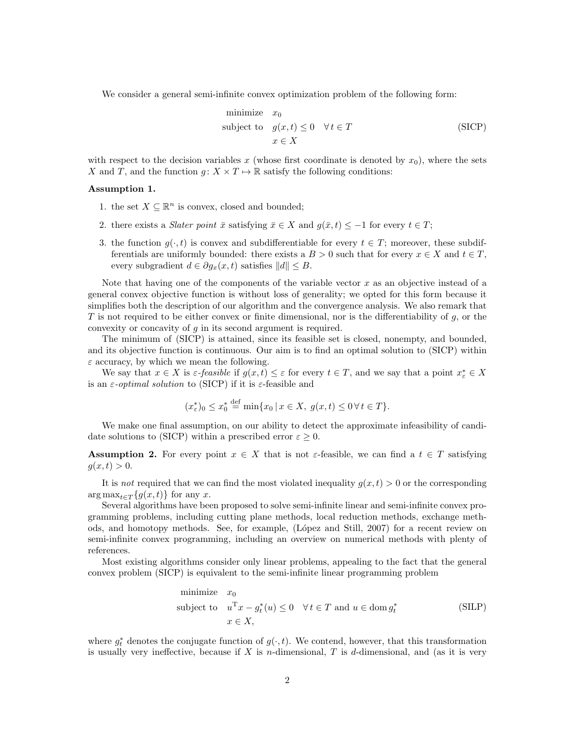We consider a general semi-infinite convex optimization problem of the following form:

$$\begin{aligned} \text{minimize} \quad & x_0 \\ \text{subject to} \quad & g(x,t) \leq 0 \quad \forall\, t \in T \\ & x \in X \end{aligned} \tag{SICP}$$

with respect to the decision variables $x$ (whose first coordinate is denoted by $x_0$), where the sets $X$ and $T$, and the function $g\colon X \times T \mapsto \mathbb{R}$ satisfy the following conditions:

**Assumption 1.**

1. the set $X \subseteq \mathbb{R}^n$ is convex, closed and bounded;
2. there exists a *Slater point* $\bar{x}$ satisfying $\bar{x} \in X$ and $g(\bar{x}, t) \leq -1$ for every $t \in T$;
3. the function $g(\cdot, t)$ is convex and subdifferentiable for every $t \in T$; moreover, these subdifferentials are uniformly bounded: there exists a $B > 0$ such that for every $x \in X$ and $t \in T$, every subgradient $d \in \partial g_x(x,t)$ satisfies $\|d\| \leq B$.

Note that having one of the components of the variable vector $x$ as an objective instead of a general convex objective function is without loss of generality; we opted for this form because it simplifies both the description of our algorithm and the convergence analysis. We also remark that $T$ is not required to be either convex or finite dimensional, nor is the differentiability of $g$, or the convexity or concavity of $g$ in its second argument is required.

The minimum of (SICP) is attained, since its feasible set is closed, nonempty, and bounded, and its objective function is continuous. Our aim is to find an optimal solution to (SICP) within $\varepsilon$ accuracy, by which we mean the following.

We say that $x \in X$ is *$\varepsilon$-feasible* if $g(x,t) \leq \varepsilon$ for every $t \in T$, and we say that a point $x^*_\varepsilon \in X$ is an *$\varepsilon$-optimal solution* to (SICP) if it is $\varepsilon$-feasible and

$$(x^*_\varepsilon)_0 \leq x^*_0 \stackrel{\text{def}}{=} \min\{x_0 \,|\, x \in X,\ g(x,t) \leq 0 \,\forall\, t \in T\}.$$

We make one final assumption, on our ability to detect the approximate infeasibility of candidate solutions to (SICP) within a prescribed error $\varepsilon \geq 0$.

**Assumption 2.** For every point $x \in X$ that is not $\varepsilon$-feasible, we can find a $t \in T$ satisfying $g(x,t) > 0$.

It is *not* required that we can find the most violated inequality $g(x,t) > 0$ or the corresponding $\arg\max_{t \in T}\{g(x,t)\}$ for any $x$.

Several algorithms have been proposed to solve semi-infinite linear and semi-infinite convex programming problems, including cutting plane methods, local reduction methods, exchange methods, and homotopy methods. See, for example, (López and Still, 2007) for a recent review on semi-infinite convex programming, including an overview on numerical methods with plenty of references.

Most existing algorithms consider only linear problems, appealing to the fact that the general convex problem (SICP) is equivalent to the semi-infinite linear programming problem

$$\begin{aligned} \text{minimize} \quad & x_0 \\ \text{subject to} \quad & u^{\mathrm{T}} x - g^*_t(u) \leq 0 \quad \forall\, t \in T \text{ and } u \in \operatorname{dom} g^*_t \\ & x \in X, \end{aligned} \tag{SILP}$$

where $g^*_t$ denotes the conjugate function of $g(\cdot, t)$. We contend, however, that this transformation is usually very ineffective, because if $X$ is $n$-dimensional, $T$ is $d$-dimensional, and (as it is very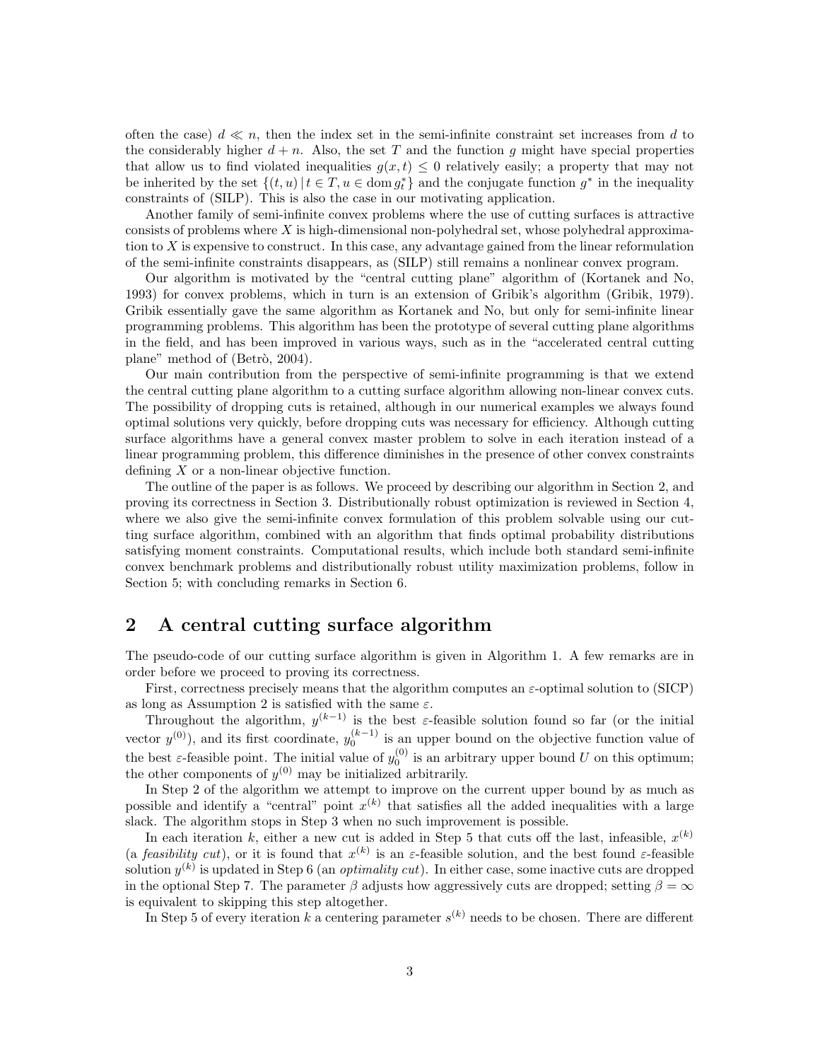often the case) $d \ll n$, then the index set in the semi-infinite constraint set increases from $d$ to the considerably higher $d + n$. Also, the set $T$ and the function $g$ might have special properties that allow us to find violated inequalities $g(x, t) \leq 0$ relatively easily; a property that may not be inherited by the set $\{(t, u) \,|\, t \in T, u \in \operatorname{dom} g_t^*\}$ and the conjugate function $g^*$ in the inequality constraints of (SILP). This is also the case in our motivating application.

Another family of semi-infinite convex problems where the use of cutting surfaces is attractive consists of problems where $X$ is high-dimensional non-polyhedral set, whose polyhedral approximation to $X$ is expensive to construct. In this case, any advantage gained from the linear reformulation of the semi-infinite constraints disappears, as (SILP) still remains a nonlinear convex program.

Our algorithm is motivated by the "central cutting plane" algorithm of (Kortanek and No, 1993) for convex problems, which in turn is an extension of Gribik's algorithm (Gribik, 1979). Gribik essentially gave the same algorithm as Kortanek and No, but only for semi-infinite linear programming problems. This algorithm has been the prototype of several cutting plane algorithms in the field, and has been improved in various ways, such as in the "accelerated central cutting plane" method of (Betrò, 2004).

Our main contribution from the perspective of semi-infinite programming is that we extend the central cutting plane algorithm to a cutting surface algorithm allowing non-linear convex cuts. The possibility of dropping cuts is retained, although in our numerical examples we always found optimal solutions very quickly, before dropping cuts was necessary for efficiency. Although cutting surface algorithms have a general convex master problem to solve in each iteration instead of a linear programming problem, this difference diminishes in the presence of other convex constraints defining $X$ or a non-linear objective function.

The outline of the paper is as follows. We proceed by describing our algorithm in Section 2, and proving its correctness in Section 3. Distributionally robust optimization is reviewed in Section 4, where we also give the semi-infinite convex formulation of this problem solvable using our cutting surface algorithm, combined with an algorithm that finds optimal probability distributions satisfying moment constraints. Computational results, which include both standard semi-infinite convex benchmark problems and distributionally robust utility maximization problems, follow in Section 5; with concluding remarks in Section 6.

## 2 A central cutting surface algorithm

The pseudo-code of our cutting surface algorithm is given in Algorithm 1. A few remarks are in order before we proceed to proving its correctness.

First, correctness precisely means that the algorithm computes an $\varepsilon$-optimal solution to (SICP) as long as Assumption 2 is satisfied with the same $\varepsilon$.

Throughout the algorithm, $y^{(k-1)}$ is the best $\varepsilon$-feasible solution found so far (or the initial vector $y^{(0)}$), and its first coordinate, $y_0^{(k-1)}$ is an upper bound on the objective function value of the best $\varepsilon$-feasible point. The initial value of $y_0^{(0)}$ is an arbitrary upper bound $U$ on this optimum; the other components of $y^{(0)}$ may be initialized arbitrarily.

In Step 2 of the algorithm we attempt to improve on the current upper bound by as much as possible and identify a "central" point $x^{(k)}$ that satisfies all the added inequalities with a large slack. The algorithm stops in Step 3 when no such improvement is possible.

In each iteration $k$, either a new cut is added in Step 5 that cuts off the last, infeasible, $x^{(k)}$ (a *feasibility cut*), or it is found that $x^{(k)}$ is an $\varepsilon$-feasible solution, and the best found $\varepsilon$-feasible solution $y^{(k)}$ is updated in Step 6 (an *optimality cut*). In either case, some inactive cuts are dropped in the optional Step 7. The parameter $\beta$ adjusts how aggressively cuts are dropped; setting $\beta = \infty$ is equivalent to skipping this step altogether.

In Step 5 of every iteration $k$ a centering parameter $s^{(k)}$ needs to be chosen. There are different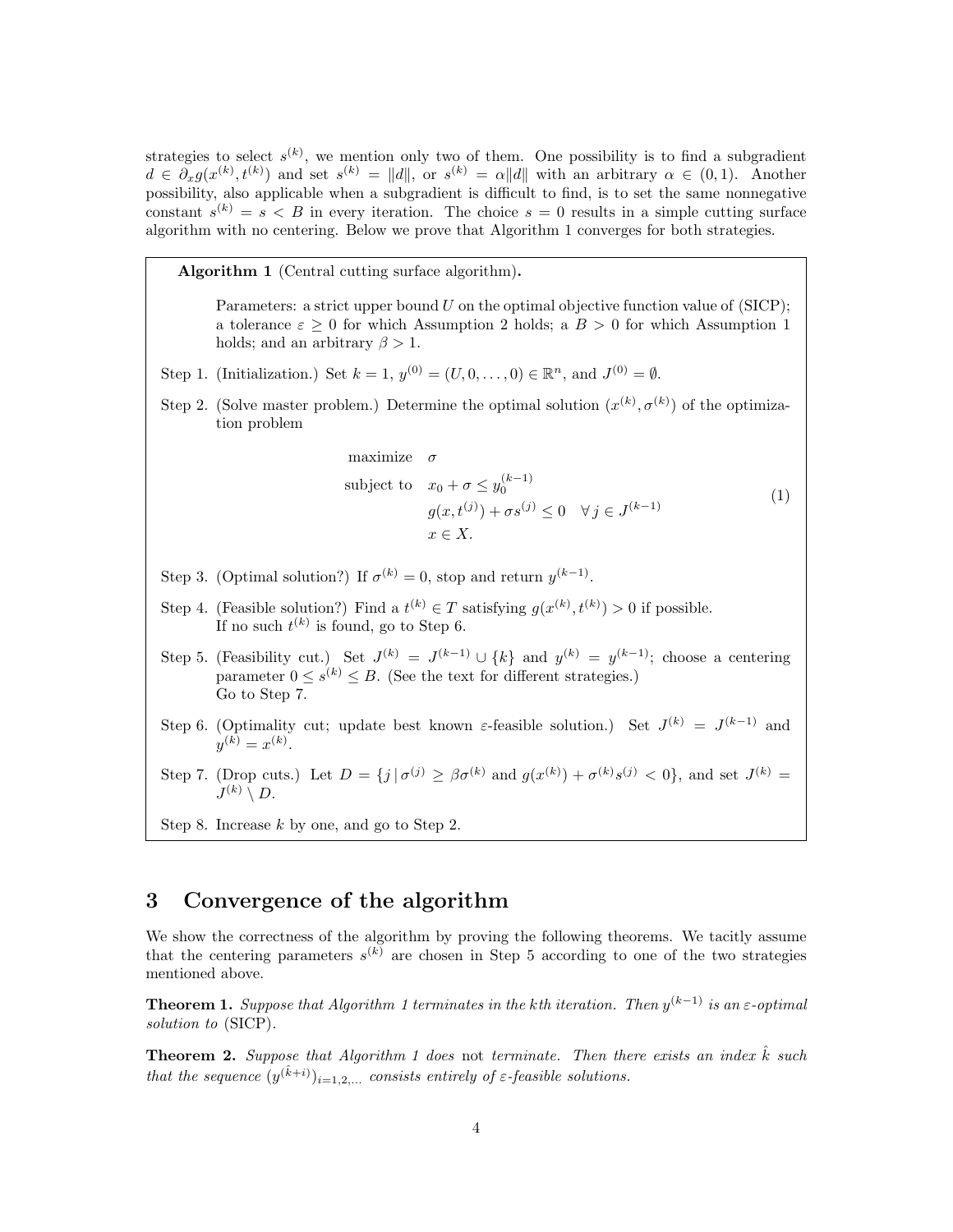strategies to select $s^{(k)}$, we mention only two of them. One possibility is to find a subgradient $d \in \partial_x g(x^{(k)}, t^{(k)})$ and set $s^{(k)} = \|d\|$, or $s^{(k)} = \alpha\|d\|$ with an arbitrary $\alpha \in (0, 1)$. Another possibility, also applicable when a subgradient is difficult to find, is to set the same nonnegative constant $s^{(k)} = s < B$ in every iteration. The choice $s = 0$ results in a simple cutting surface algorithm with no centering. Below we prove that Algorithm 1 converges for both strategies.

**Algorithm 1** (Central cutting surface algorithm)**.**

Parameters: a strict upper bound $U$ on the optimal objective function value of (SICP); a tolerance $\varepsilon \geq 0$ for which Assumption 2 holds; a $B > 0$ for which Assumption 1 holds; and an arbitrary $\beta > 1$.

Step 1. (Initialization.) Set $k = 1$, $y^{(0)} = (U, 0, \ldots, 0) \in \mathbb{R}^n$, and $J^{(0)} = \emptyset$.

Step 2. (Solve master problem.) Determine the optimal solution $(x^{(k)}, \sigma^{(k)})$ of the optimization problem

$$
\begin{aligned}
\text{maximize} \quad & \sigma \\
\text{subject to} \quad & x_0 + \sigma \leq y_0^{(k-1)} \\
& g(x, t^{(j)}) + \sigma s^{(j)} \leq 0 \quad \forall\, j \in J^{(k-1)} \\
& x \in X.
\end{aligned}
\tag{1}
$$

Step 3. (Optimal solution?) If $\sigma^{(k)} = 0$, stop and return $y^{(k-1)}$.

Step 4. (Feasible solution?) Find a $t^{(k)} \in T$ satisfying $g(x^{(k)}, t^{(k)}) > 0$ if possible.
If no such $t^{(k)}$ is found, go to Step 6.

Step 5. (Feasibility cut.) Set $J^{(k)} = J^{(k-1)} \cup \{k\}$ and $y^{(k)} = y^{(k-1)}$; choose a centering parameter $0 \leq s^{(k)} \leq B$. (See the text for different strategies.)
Go to Step 7.

Step 6. (Optimality cut; update best known $\varepsilon$-feasible solution.) Set $J^{(k)} = J^{(k-1)}$ and $y^{(k)} = x^{(k)}$.

Step 7. (Drop cuts.) Let $D = \{j \mid \sigma^{(j)} \geq \beta\sigma^{(k)} \text{ and } g(x^{(k)}) + \sigma^{(k)} s^{(j)} < 0\}$, and set $J^{(k)} = J^{(k)} \setminus D$.

Step 8. Increase $k$ by one, and go to Step 2.

# 3 Convergence of the algorithm

We show the correctness of the algorithm by proving the following theorems. We tacitly assume that the centering parameters $s^{(k)}$ are chosen in Step 5 according to one of the two strategies mentioned above.

**Theorem 1.** *Suppose that Algorithm 1 terminates in the kth iteration. Then $y^{(k-1)}$ is an $\varepsilon$-optimal solution to* (SICP).

**Theorem 2.** *Suppose that Algorithm 1 does* not *terminate. Then there exists an index $\hat{k}$ such that the sequence $(y^{(\hat{k}+i)})_{i=1,2,\ldots}$ consists entirely of $\varepsilon$-feasible solutions.*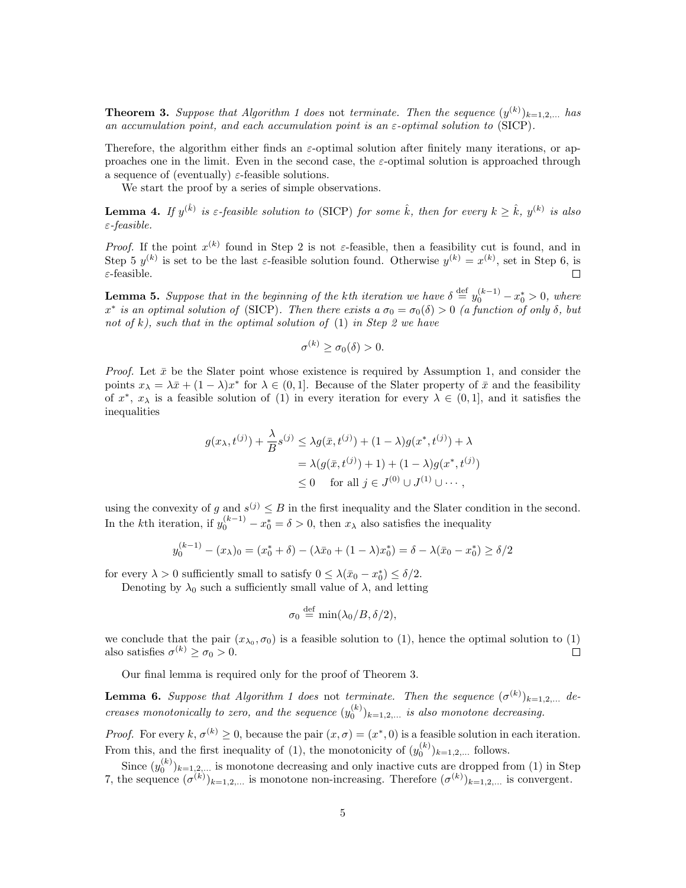**Theorem 3.** *Suppose that Algorithm 1 does* not *terminate. Then the sequence $(y^{(k)})_{k=1,2,\ldots}$ has an accumulation point, and each accumulation point is an $\varepsilon$-optimal solution to* (SICP).

Therefore, the algorithm either finds an $\varepsilon$-optimal solution after finitely many iterations, or approaches one in the limit. Even in the second case, the $\varepsilon$-optimal solution is approached through a sequence of (eventually) $\varepsilon$-feasible solutions.

We start the proof by a series of simple observations.

**Lemma 4.** *If $y^{(\hat{k})}$ is $\varepsilon$-feasible solution to* (SICP) *for some $\hat{k}$, then for every $k \geq \hat{k}$, $y^{(k)}$ is also $\varepsilon$-feasible.*

*Proof.* If the point $x^{(k)}$ found in Step 2 is not $\varepsilon$-feasible, then a feasibility cut is found, and in Step 5 $y^{(k)}$ is set to be the last $\varepsilon$-feasible solution found. Otherwise $y^{(k)} = x^{(k)}$, set in Step 6, is $\varepsilon$-feasible. □

**Lemma 5.** *Suppose that in the beginning of the $k$th iteration we have $\delta \stackrel{\text{def}}{=} y_0^{(k-1)} - x_0^* > 0$, where $x^*$ is an optimal solution of* (SICP). *Then there exists a $\sigma_0 = \sigma_0(\delta) > 0$ (a function of only $\delta$, but not of $k$), such that in the optimal solution of* (1) *in Step 2 we have*

$$\sigma^{(k)} \geq \sigma_0(\delta) > 0.$$

*Proof.* Let $\bar{x}$ be the Slater point whose existence is required by Assumption 1, and consider the points $x_\lambda = \lambda\bar{x} + (1-\lambda)x^*$ for $\lambda \in (0,1]$. Because of the Slater property of $\bar{x}$ and the feasibility of $x^*$, $x_\lambda$ is a feasible solution of (1) in every iteration for every $\lambda \in (0,1]$, and it satisfies the inequalities

$$\begin{aligned}
g(x_\lambda, t^{(j)}) + \frac{\lambda}{B}s^{(j)} &\leq \lambda g(\bar{x}, t^{(j)}) + (1-\lambda)g(x^*, t^{(j)}) + \lambda \\
&= \lambda(g(\bar{x}, t^{(j)}) + 1) + (1-\lambda)g(x^*, t^{(j)}) \\
&\leq 0 \quad \text{ for all } j \in J^{(0)} \cup J^{(1)} \cup \cdots,
\end{aligned}$$

using the convexity of $g$ and $s^{(j)} \leq B$ in the first inequality and the Slater condition in the second. In the $k$th iteration, if $y_0^{(k-1)} - x_0^* = \delta > 0$, then $x_\lambda$ also satisfies the inequality

$$y_0^{(k-1)} - (x_\lambda)_0 = (x_0^* + \delta) - (\lambda\bar{x}_0 + (1-\lambda)x_0^*) = \delta - \lambda(\bar{x}_0 - x_0^*) \geq \delta/2$$

for every $\lambda > 0$ sufficiently small to satisfy $0 \leq \lambda(\bar{x}_0 - x_0^*) \leq \delta/2$.

Denoting by $\lambda_0$ such a sufficiently small value of $\lambda$, and letting

$$\sigma_0 \stackrel{\text{def}}{=} \min(\lambda_0/B, \delta/2),$$

we conclude that the pair $(x_{\lambda_0}, \sigma_0)$ is a feasible solution to (1), hence the optimal solution to (1) also satisfies $\sigma^{(k)} \geq \sigma_0 > 0$. □

Our final lemma is required only for the proof of Theorem 3.

**Lemma 6.** *Suppose that Algorithm 1 does* not *terminate. Then the sequence $(\sigma^{(k)})_{k=1,2,\ldots}$ decreases monotonically to zero, and the sequence $(y_0^{(k)})_{k=1,2,\ldots}$ is also monotone decreasing.*

*Proof.* For every $k$, $\sigma^{(k)} \geq 0$, because the pair $(x, \sigma) = (x^*, 0)$ is a feasible solution in each iteration. From this, and the first inequality of (1), the monotonicity of $(y_0^{(k)})_{k=1,2,\ldots}$ follows.

Since $(y_0^{(k)})_{k=1,2,\ldots}$ is monotone decreasing and only inactive cuts are dropped from (1) in Step 7, the sequence $(\sigma^{(k)})_{k=1,2,\ldots}$ is monotone non-increasing. Therefore $(\sigma^{(k)})_{k=1,2,\ldots}$ is convergent.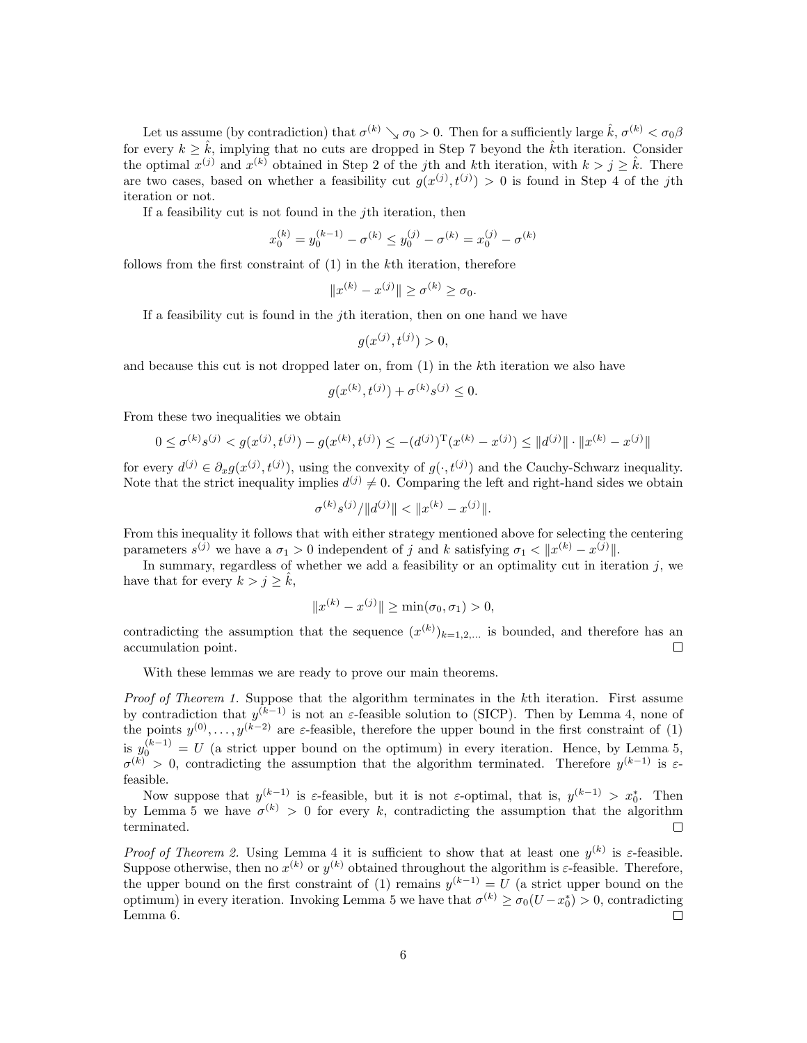Let us assume (by contradiction) that $\sigma^{(k)} \searrow \sigma_0 > 0$. Then for a sufficiently large $\hat{k}$, $\sigma^{(k)} < \sigma_0\beta$ for every $k \geq \hat{k}$, implying that no cuts are dropped in Step 7 beyond the $\hat{k}$th iteration. Consider the optimal $x^{(j)}$ and $x^{(k)}$ obtained in Step 2 of the $j$th and $k$th iteration, with $k > j \geq \hat{k}$. There are two cases, based on whether a feasibility cut $g(x^{(j)}, t^{(j)}) > 0$ is found in Step 4 of the $j$th iteration or not.

If a feasibility cut is not found in the $j$th iteration, then

$$x_0^{(k)} = y_0^{(k-1)} - \sigma^{(k)} \leq y_0^{(j)} - \sigma^{(k)} = x_0^{(j)} - \sigma^{(k)}$$

follows from the first constraint of (1) in the $k$th iteration, therefore

$$\|x^{(k)} - x^{(j)}\| \geq \sigma^{(k)} \geq \sigma_0.$$

If a feasibility cut is found in the $j$th iteration, then on one hand we have

$$g(x^{(j)}, t^{(j)}) > 0,$$

and because this cut is not dropped later on, from (1) in the $k$th iteration we also have

$$g(x^{(k)}, t^{(j)}) + \sigma^{(k)} s^{(j)} \leq 0.$$

From these two inequalities we obtain

$$0 \leq \sigma^{(k)} s^{(j)} < g(x^{(j)}, t^{(j)}) - g(x^{(k)}, t^{(j)}) \leq -(d^{(j)})^{\mathrm{T}}(x^{(k)} - x^{(j)}) \leq \|d^{(j)}\| \cdot \|x^{(k)} - x^{(j)}\|$$

for every $d^{(j)} \in \partial_x g(x^{(j)}, t^{(j)})$, using the convexity of $g(\cdot, t^{(j)})$ and the Cauchy-Schwarz inequality. Note that the strict inequality implies $d^{(j)} \neq 0$. Comparing the left and right-hand sides we obtain

$$\sigma^{(k)} s^{(j)} / \|d^{(j)}\| < \|x^{(k)} - x^{(j)}\|.$$

From this inequality it follows that with either strategy mentioned above for selecting the centering parameters $s^{(j)}$ we have a $\sigma_1 > 0$ independent of $j$ and $k$ satisfying $\sigma_1 < \|x^{(k)} - x^{(j)}\|$.

In summary, regardless of whether we add a feasibility or an optimality cut in iteration $j$, we have that for every $k > j \geq \hat{k}$,

$$\|x^{(k)} - x^{(j)}\| \geq \min(\sigma_0, \sigma_1) > 0,$$

contradicting the assumption that the sequence $(x^{(k)})_{k=1,2,\ldots}$ is bounded, and therefore has an accumulation point. ☐

With these lemmas we are ready to prove our main theorems.

*Proof of Theorem 1.* Suppose that the algorithm terminates in the $k$th iteration. First assume by contradiction that $y^{(k-1)}$ is not an $\varepsilon$-feasible solution to (SICP). Then by Lemma 4, none of the points $y^{(0)}, \ldots, y^{(k-2)}$ are $\varepsilon$-feasible, therefore the upper bound in the first constraint of (1) is $y_0^{(k-1)} = U$ (a strict upper bound on the optimum) in every iteration. Hence, by Lemma 5, $\sigma^{(k)} > 0$, contradicting the assumption that the algorithm terminated. Therefore $y^{(k-1)}$ is $\varepsilon$-feasible.

Now suppose that $y^{(k-1)}$ is $\varepsilon$-feasible, but it is not $\varepsilon$-optimal, that is, $y^{(k-1)} > x_0^*$. Then by Lemma 5 we have $\sigma^{(k)} > 0$ for every $k$, contradicting the assumption that the algorithm terminated. ☐

*Proof of Theorem 2.* Using Lemma 4 it is sufficient to show that at least one $y^{(k)}$ is $\varepsilon$-feasible. Suppose otherwise, then no $x^{(k)}$ or $y^{(k)}$ obtained throughout the algorithm is $\varepsilon$-feasible. Therefore, the upper bound on the first constraint of (1) remains $y^{(k-1)} = U$ (a strict upper bound on the optimum) in every iteration. Invoking Lemma 5 we have that $\sigma^{(k)} \geq \sigma_0(U - x_0^*) > 0$, contradicting Lemma 6. ☐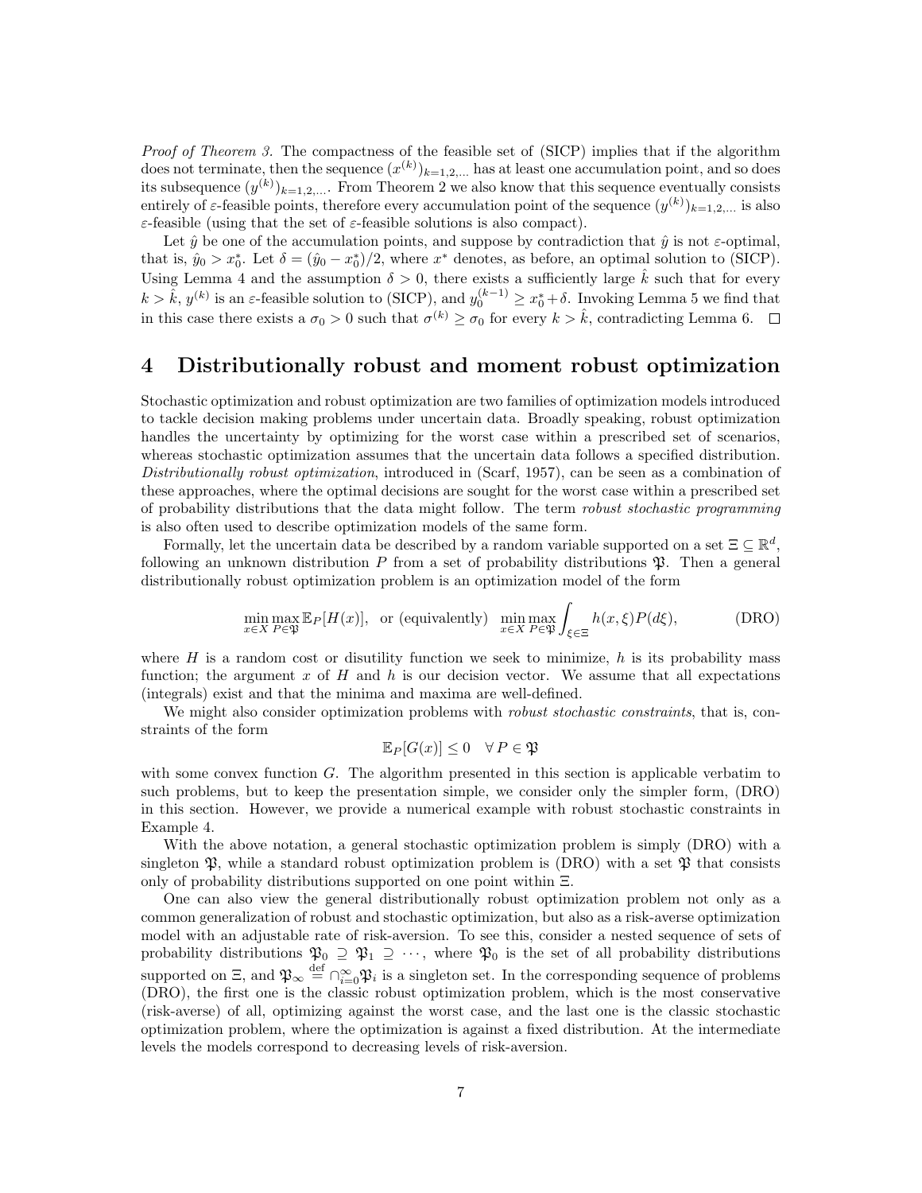*Proof of Theorem 3.* The compactness of the feasible set of (SICP) implies that if the algorithm does not terminate, then the sequence $(x^{(k)})_{k=1,2,\dots}$ has at least one accumulation point, and so does its subsequence $(y^{(k)})_{k=1,2,\dots}$. From Theorem 2 we also know that this sequence eventually consists entirely of $\varepsilon$-feasible points, therefore every accumulation point of the sequence $(y^{(k)})_{k=1,2,\dots}$ is also $\varepsilon$-feasible (using that the set of $\varepsilon$-feasible solutions is also compact).

Let $\hat{y}$ be one of the accumulation points, and suppose by contradiction that $\hat{y}$ is not $\varepsilon$-optimal, that is, $\hat{y}_0 > x_0^*$. Let $\delta = (\hat{y}_0 - x_0^*)/2$, where $x^*$ denotes, as before, an optimal solution to (SICP). Using Lemma 4 and the assumption $\delta > 0$, there exists a sufficiently large $\hat{k}$ such that for every $k > \hat{k}$, $y^{(k)}$ is an $\varepsilon$-feasible solution to (SICP), and $y_0^{(k-1)} \geq x_0^* + \delta$. Invoking Lemma 5 we find that in this case there exists a $\sigma_0 > 0$ such that $\sigma^{(k)} \geq \sigma_0$ for every $k > \hat{k}$, contradicting Lemma 6. $\square$

# 4 Distributionally robust and moment robust optimization

Stochastic optimization and robust optimization are two families of optimization models introduced to tackle decision making problems under uncertain data. Broadly speaking, robust optimization handles the uncertainty by optimizing for the worst case within a prescribed set of scenarios, whereas stochastic optimization assumes that the uncertain data follows a specified distribution. *Distributionally robust optimization*, introduced in (Scarf, 1957), can be seen as a combination of these approaches, where the optimal decisions are sought for the worst case within a prescribed set of probability distributions that the data might follow. The term *robust stochastic programming* is also often used to describe optimization models of the same form.

Formally, let the uncertain data be described by a random variable supported on a set $\Xi \subseteq \mathbb{R}^d$, following an unknown distribution $P$ from a set of probability distributions $\mathfrak{P}$. Then a general distributionally robust optimization problem is an optimization model of the form

$$\min_{x \in X} \max_{P \in \mathfrak{P}} \mathbb{E}_P[H(x)], \quad \text{or (equivalently)} \quad \min_{x \in X} \max_{P \in \mathfrak{P}} \int_{\xi \in \Xi} h(x, \xi) P(d\xi), \tag{DRO}$$

where $H$ is a random cost or disutility function we seek to minimize, $h$ is its probability mass function; the argument $x$ of $H$ and $h$ is our decision vector. We assume that all expectations (integrals) exist and that the minima and maxima are well-defined.

We might also consider optimization problems with *robust stochastic constraints*, that is, constraints of the form

$$\mathbb{E}_P[G(x)] \leq 0 \quad \forall \, P \in \mathfrak{P}$$

with some convex function $G$. The algorithm presented in this section is applicable verbatim to such problems, but to keep the presentation simple, we consider only the simpler form, (DRO) in this section. However, we provide a numerical example with robust stochastic constraints in Example 4.

With the above notation, a general stochastic optimization problem is simply (DRO) with a singleton $\mathfrak{P}$, while a standard robust optimization problem is (DRO) with a set $\mathfrak{P}$ that consists only of probability distributions supported on one point within $\Xi$.

One can also view the general distributionally robust optimization problem not only as a common generalization of robust and stochastic optimization, but also as a risk-averse optimization model with an adjustable rate of risk-aversion. To see this, consider a nested sequence of sets of probability distributions $\mathfrak{P}_0 \supseteq \mathfrak{P}_1 \supseteq \cdots$, where $\mathfrak{P}_0$ is the set of all probability distributions supported on $\Xi$, and $\mathfrak{P}_\infty \stackrel{\text{def}}{=} \cap_{i=0}^{\infty} \mathfrak{P}_i$ is a singleton set. In the corresponding sequence of problems (DRO), the first one is the classic robust optimization problem, which is the most conservative (risk-averse) of all, optimizing against the worst case, and the last one is the classic stochastic optimization problem, where the optimization is against a fixed distribution. At the intermediate levels the models correspond to decreasing levels of risk-aversion.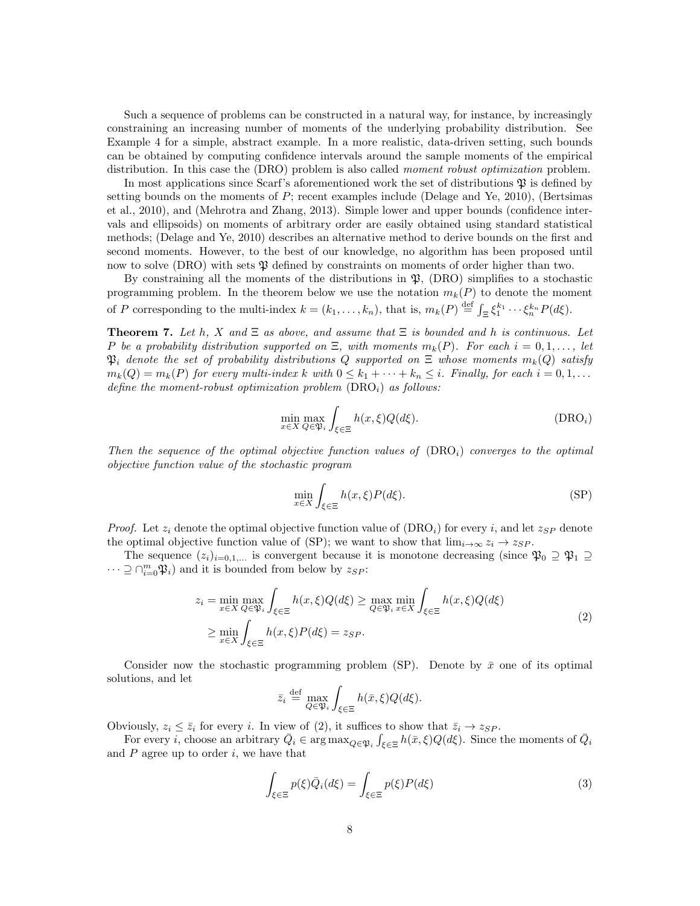Such a sequence of problems can be constructed in a natural way, for instance, by increasingly constraining an increasing number of moments of the underlying probability distribution. See Example 4 for a simple, abstract example. In a more realistic, data-driven setting, such bounds can be obtained by computing confidence intervals around the sample moments of the empirical distribution. In this case the (DRO) problem is also called *moment robust optimization* problem.

In most applications since Scarf's aforementioned work the set of distributions $\mathfrak{P}$ is defined by setting bounds on the moments of $P$; recent examples include (Delage and Ye, 2010), (Bertsimas et al., 2010), and (Mehrotra and Zhang, 2013). Simple lower and upper bounds (confidence intervals and ellipsoids) on moments of arbitrary order are easily obtained using standard statistical methods; (Delage and Ye, 2010) describes an alternative method to derive bounds on the first and second moments. However, to the best of our knowledge, no algorithm has been proposed until now to solve (DRO) with sets $\mathfrak{P}$ defined by constraints on moments of order higher than two.

By constraining all the moments of the distributions in $\mathfrak{P}$, (DRO) simplifies to a stochastic programming problem. In the theorem below we use the notation $m_k(P)$ to denote the moment of $P$ corresponding to the multi-index $k = (k_1, \ldots, k_n)$, that is, $m_k(P) \stackrel{\text{def}}{=} \int_\Xi \xi_1^{k_1} \cdots \xi_n^{k_n} P(d\xi)$.

**Theorem 7.** *Let $h$, $X$ and $\Xi$ as above, and assume that $\Xi$ is bounded and $h$ is continuous. Let $P$ be a probability distribution supported on $\Xi$, with moments $m_k(P)$. For each $i = 0, 1, \ldots,$ let $\mathfrak{P}_i$ denote the set of probability distributions $Q$ supported on $\Xi$ whose moments $m_k(Q)$ satisfy $m_k(Q) = m_k(P)$ for every multi-index $k$ with $0 \le k_1 + \cdots + k_n \le i$. Finally, for each $i = 0, 1, \ldots$ define the moment-robust optimization problem* $(\text{DRO}_i)$ *as follows:*

$$\min_{x \in X} \max_{Q \in \mathfrak{P}_i} \int_{\xi \in \Xi} h(x, \xi) Q(d\xi). \qquad (\text{DRO}_i)$$

*Then the sequence of the optimal objective function values of* $(\text{DRO}_i)$ *converges to the optimal objective function value of the stochastic program*

$$\min_{x \in X} \int_{\xi \in \Xi} h(x, \xi) P(d\xi). \qquad (\text{SP})$$

*Proof.* Let $z_i$ denote the optimal objective function value of $(\text{DRO}_i)$ for every $i$, and let $z_{SP}$ denote the optimal objective function value of (SP); we want to show that $\lim_{i\to\infty} z_i \to z_{SP}$.

The sequence $(z_i)_{i=0,1,\ldots}$ is convergent because it is monotone decreasing (since $\mathfrak{P}_0 \supseteq \mathfrak{P}_1 \supseteq \cdots \supseteq \cap_{i=0}^m \mathfrak{P}_i$) and it is bounded from below by $z_{SP}$:

$$\begin{aligned} z_i = \min_{x \in X} \max_{Q \in \mathfrak{P}_i} \int_{\xi \in \Xi} h(x, \xi) Q(d\xi) &\ge \max_{Q \in \mathfrak{P}_i} \min_{x \in X} \int_{\xi \in \Xi} h(x, \xi) Q(d\xi) \\ &\ge \min_{x \in X} \int_{\xi \in \Xi} h(x, \xi) P(d\xi) = z_{SP}. \end{aligned} \qquad (2)$$

Consider now the stochastic programming problem (SP). Denote by $\bar{x}$ one of its optimal solutions, and let

$$\bar{z}_i \stackrel{\text{def}}{=} \max_{Q \in \mathfrak{P}_i} \int_{\xi \in \Xi} h(\bar{x}, \xi) Q(d\xi).$$

Obviously, $z_i \le \bar{z}_i$ for every $i$. In view of (2), it suffices to show that $\bar{z}_i \to z_{SP}$.

For every $i$, choose an arbitrary $\bar{Q}_i \in \arg\max_{Q \in \mathfrak{P}_i} \int_{\xi \in \Xi} h(\bar{x}, \xi) Q(d\xi)$. Since the moments of $\bar{Q}_i$ and $P$ agree up to order $i$, we have that

$$\int_{\xi \in \Xi} p(\xi) \bar{Q}_i(d\xi) = \int_{\xi \in \Xi} p(\xi) P(d\xi) \qquad (3)$$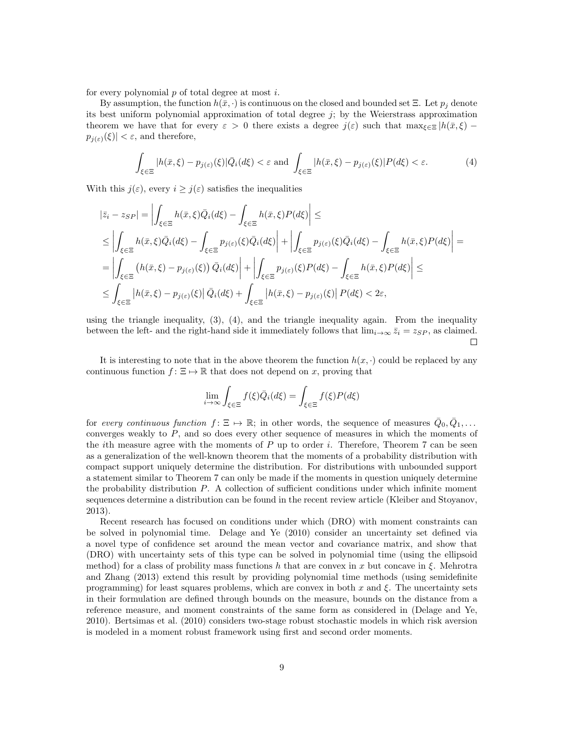for every polynomial $p$ of total degree at most $i$.

By assumption, the function $h(\bar{x}, \cdot)$ is continuous on the closed and bounded set $\Xi$. Let $p_j$ denote its best uniform polynomial approximation of total degree $j$; by the Weierstrass approximation theorem we have that for every $\varepsilon > 0$ there exists a degree $j(\varepsilon)$ such that $\max_{\xi \in \Xi} |h(\bar{x}, \xi) - p_{j(\varepsilon)}(\xi)| < \varepsilon$, and therefore,

$$\int_{\xi \in \Xi} |h(\bar{x}, \xi) - p_{j(\varepsilon)}(\xi)| \bar{Q}_i(d\xi) < \varepsilon \text{ and } \int_{\xi \in \Xi} |h(\bar{x}, \xi) - p_{j(\varepsilon)}(\xi)| P(d\xi) < \varepsilon. \tag{4}$$

With this $j(\varepsilon)$, every $i \geq j(\varepsilon)$ satisfies the inequalities

$$\begin{aligned}
&|\bar{z}_i - z_{SP}| = \left| \int_{\xi \in \Xi} h(\bar{x}, \xi) \bar{Q}_i(d\xi) - \int_{\xi \in \Xi} h(\bar{x}, \xi) P(d\xi) \right| \leq \\
&\leq \left| \int_{\xi \in \Xi} h(\bar{x}, \xi) \bar{Q}_i(d\xi) - \int_{\xi \in \Xi} p_{j(\varepsilon)}(\xi) \bar{Q}_i(d\xi) \right| + \left| \int_{\xi \in \Xi} p_{j(\varepsilon)}(\xi) \bar{Q}_i(d\xi) - \int_{\xi \in \Xi} h(\bar{x}, \xi) P(d\xi) \right| = \\
&= \left| \int_{\xi \in \Xi} \left( h(\bar{x}, \xi) - p_{j(\varepsilon)}(\xi) \right) \bar{Q}_i(d\xi) \right| + \left| \int_{\xi \in \Xi} p_{j(\varepsilon)}(\xi) P(d\xi) - \int_{\xi \in \Xi} h(\bar{x}, \xi) P(d\xi) \right| \leq \\
&\leq \int_{\xi \in \Xi} \left| h(\bar{x}, \xi) - p_{j(\varepsilon)}(\xi) \right| \bar{Q}_i(d\xi) + \int_{\xi \in \Xi} \left| h(\bar{x}, \xi) - p_{j(\varepsilon)}(\xi) \right| P(d\xi) < 2\varepsilon,
\end{aligned}$$

using the triangle inequality, (3), (4), and the triangle inequality again. From the inequality between the left- and the right-hand side it immediately follows that $\lim_{i \to \infty} \bar{z}_i = z_{SP}$, as claimed. □

It is interesting to note that in the above theorem the function $h(x, \cdot)$ could be replaced by any continuous function $f \colon \Xi \mapsto \mathbb{R}$ that does not depend on $x$, proving that

$$\lim_{i \to \infty} \int_{\xi \in \Xi} f(\xi) \bar{Q}_i(d\xi) = \int_{\xi \in \Xi} f(\xi) P(d\xi)$$

for *every continuous function* $f \colon \Xi \mapsto \mathbb{R}$; in other words, the sequence of measures $\bar{Q}_0, \bar{Q}_1, \ldots$ converges weakly to $P$, and so does every other sequence of measures in which the moments of the $i$th measure agree with the moments of $P$ up to order $i$. Therefore, Theorem 7 can be seen as a generalization of the well-known theorem that the moments of a probability distribution with compact support uniquely determine the distribution. For distributions with unbounded support a statement similar to Theorem 7 can only be made if the moments in question uniquely determine the probability distribution $P$. A collection of sufficient conditions under which infinite moment sequences determine a distribution can be found in the recent review article (Kleiber and Stoyanov, 2013).

Recent research has focused on conditions under which (DRO) with moment constraints can be solved in polynomial time. Delage and Ye (2010) consider an uncertainty set defined via a novel type of confidence set around the mean vector and covariance matrix, and show that (DRO) with uncertainty sets of this type can be solved in polynomial time (using the ellipsoid method) for a class of probility mass functions $h$ that are convex in $x$ but concave in $\xi$. Mehrotra and Zhang (2013) extend this result by providing polynomial time methods (using semidefinite programming) for least squares problems, which are convex in both $x$ and $\xi$. The uncertainty sets in their formulation are defined through bounds on the measure, bounds on the distance from a reference measure, and moment constraints of the same form as considered in (Delage and Ye, 2010). Bertsimas et al. (2010) considers two-stage robust stochastic models in which risk aversion is modeled in a moment robust framework using first and second order moments.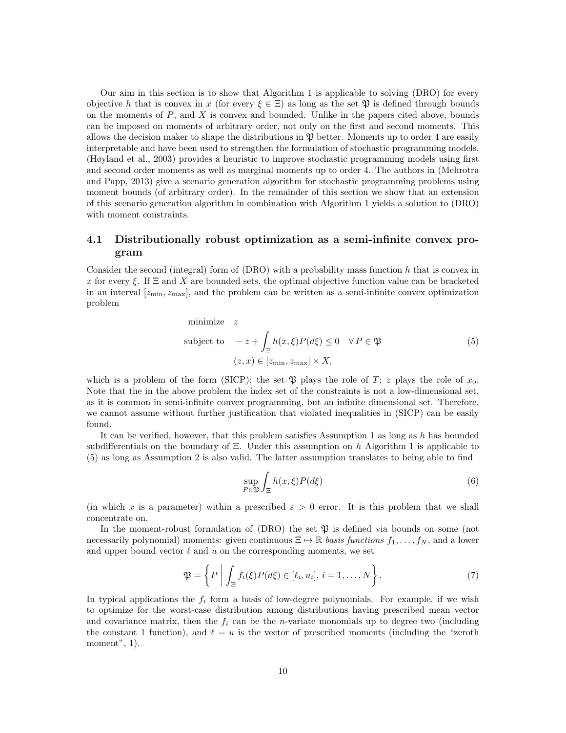Our aim in this section is to show that Algorithm 1 is applicable to solving (DRO) for every objective $h$ that is convex in $x$ (for every $\xi \in \Xi$) as long as the set $\mathfrak{P}$ is defined through bounds on the moments of $P$, and $X$ is convex and bounded. Unlike in the papers cited above, bounds can be imposed on moments of arbitrary order, not only on the first and second moments. This allows the decision maker to shape the distributions in $\mathfrak{P}$ better. Moments up to order 4 are easily interpretable and have been used to strengthen the formulation of stochastic programming models. (Høyland et al., 2003) provides a heuristic to improve stochastic programming models using first and second order moments as well as marginal moments up to order 4. The authors in (Mehrotra and Papp, 2013) give a scenario generation algorithm for stochastic programming problems using moment bounds (of arbitrary order). In the remainder of this section we show that an extension of this scenario generation algorithm in combination with Algorithm 1 yields a solution to (DRO) with moment constraints.

## 4.1 Distributionally robust optimization as a semi-infinite convex program

Consider the second (integral) form of (DRO) with a probability mass function $h$ that is convex in $x$ for every $\xi$. If $\Xi$ and $X$ are bounded sets, the optimal objective function value can be bracketed in an interval $[z_{\min}, z_{\max}]$, and the problem can be written as a semi-infinite convex optimization problem

$$
\begin{aligned}
\text{minimize} \quad & z \\
\text{subject to} \quad & -z + \int_{\Xi} h(x,\xi) P(d\xi) \leq 0 \quad \forall\, P \in \mathfrak{P} \\
& (z, x) \in [z_{\min}, z_{\max}] \times X,
\end{aligned}
\tag{5}
$$

which is a problem of the form (SICP); the set $\mathfrak{P}$ plays the role of $T$; $z$ plays the role of $x_0$. Note that the in the above problem the index set of the constraints is not a low-dimensional set, as it is common in semi-infinite convex programming, but an infinite dimensional set. Therefore, we cannot assume without further justification that violated inequalities in (SICP) can be easily found.

It can be verified, however, that this problem satisfies Assumption 1 as long as $h$ has bounded subdifferentials on the boundary of $\Xi$. Under this assumption on $h$ Algorithm 1 is applicable to (5) as long as Assumption 2 is also valid. The latter assumption translates to being able to find

$$
\sup_{P \in \mathfrak{P}} \int_{\Xi} h(x,\xi) P(d\xi) \tag{6}
$$

(in which $x$ is a parameter) within a prescribed $\varepsilon > 0$ error. It is this problem that we shall concentrate on.

In the moment-robust formulation of (DRO) the set $\mathfrak{P}$ is defined via bounds on some (not necessarily polynomial) moments: given continuous $\Xi \mapsto \mathbb{R}$ *basis functions* $f_1, \ldots, f_N$, and a lower and upper bound vector $\ell$ and $u$ on the corresponding moments, we set

$$
\mathfrak{P} = \left\{ P \;\middle|\; \int_{\Xi} f_i(\xi) P(d\xi) \in [\ell_i, u_i],\, i = 1, \ldots, N \right\}. \tag{7}
$$

In typical applications the $f_i$ form a basis of low-degree polynomials. For example, if we wish to optimize for the worst-case distribution among distributions having prescribed mean vector and covariance matrix, then the $f_i$ can be the $n$-variate monomials up to degree two (including the constant 1 function), and $\ell = u$ is the vector of prescribed moments (including the "zeroth moment", 1).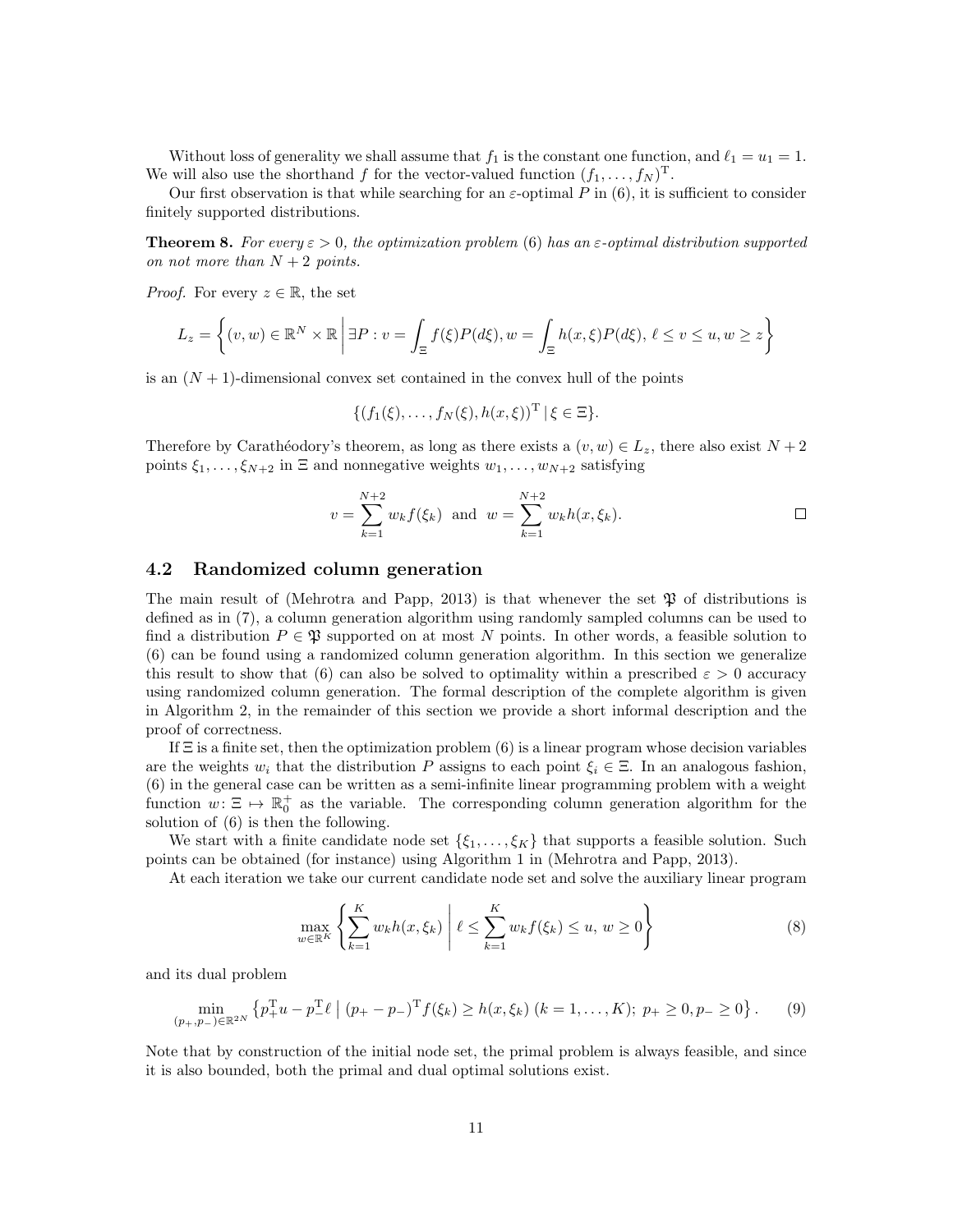Without loss of generality we shall assume that $f_1$ is the constant one function, and $\ell_1 = u_1 = 1$. We will also use the shorthand $f$ for the vector-valued function $(f_1, \ldots, f_N)^{\mathrm{T}}$.

Our first observation is that while searching for an $\varepsilon$-optimal $P$ in (6), it is sufficient to consider finitely supported distributions.

**Theorem 8.** *For every $\varepsilon > 0$, the optimization problem (6) has an $\varepsilon$-optimal distribution supported on not more than $N + 2$ points.*

*Proof.* For every $z \in \mathbb{R}$, the set

$$L_z = \left\{ (v, w) \in \mathbb{R}^N \times \mathbb{R} \,\middle|\, \exists P : v = \int_\Xi f(\xi) P(d\xi), w = \int_\Xi h(x, \xi) P(d\xi),\ \ell \le v \le u, w \ge z \right\}$$

is an $(N + 1)$-dimensional convex set contained in the convex hull of the points

$$\{(f_1(\xi), \ldots, f_N(\xi), h(x, \xi))^{\mathrm{T}} \mid \xi \in \Xi\}.$$

Therefore by Carathéodory's theorem, as long as there exists a $(v, w) \in L_z$, there also exist $N + 2$ points $\xi_1, \ldots, \xi_{N+2}$ in $\Xi$ and nonnegative weights $w_1, \ldots, w_{N+2}$ satisfying

$$v = \sum_{k=1}^{N+2} w_k f(\xi_k) \ \text{ and } \ w = \sum_{k=1}^{N+2} w_k h(x, \xi_k).$$

□

## 4.2 Randomized column generation

The main result of (Mehrotra and Papp, 2013) is that whenever the set $\mathfrak{P}$ of distributions is defined as in (7), a column generation algorithm using randomly sampled columns can be used to find a distribution $P \in \mathfrak{P}$ supported on at most $N$ points. In other words, a feasible solution to (6) can be found using a randomized column generation algorithm. In this section we generalize this result to show that (6) can also be solved to optimality within a prescribed $\varepsilon > 0$ accuracy using randomized column generation. The formal description of the complete algorithm is given in Algorithm 2, in the remainder of this section we provide a short informal description and the proof of correctness.

If $\Xi$ is a finite set, then the optimization problem (6) is a linear program whose decision variables are the weights $w_i$ that the distribution $P$ assigns to each point $\xi_i \in \Xi$. In an analogous fashion, (6) in the general case can be written as a semi-infinite linear programming problem with a weight function $w \colon \Xi \mapsto \mathbb{R}_0^+$ as the variable. The corresponding column generation algorithm for the solution of (6) is then the following.

We start with a finite candidate node set $\{\xi_1, \ldots, \xi_K\}$ that supports a feasible solution. Such points can be obtained (for instance) using Algorithm 1 in (Mehrotra and Papp, 2013).

At each iteration we take our current candidate node set and solve the auxiliary linear program

$$\max_{w \in \mathbb{R}^K} \left\{ \sum_{k=1}^{K} w_k h(x, \xi_k) \,\middle|\, \ell \le \sum_{k=1}^{K} w_k f(\xi_k) \le u,\ w \ge 0 \right\} \tag{8}$$

and its dual problem

$$\min_{(p_+, p_-) \in \mathbb{R}^{2N}} \left\{ p_+^{\mathrm{T}} u - p_-^{\mathrm{T}} \ell \,\middle|\, (p_+ - p_-)^{\mathrm{T}} f(\xi_k) \ge h(x, \xi_k)\ (k = 1, \ldots, K);\ p_+ \ge 0, p_- \ge 0 \right\}. \tag{9}$$

Note that by construction of the initial node set, the primal problem is always feasible, and since it is also bounded, both the primal and dual optimal solutions exist.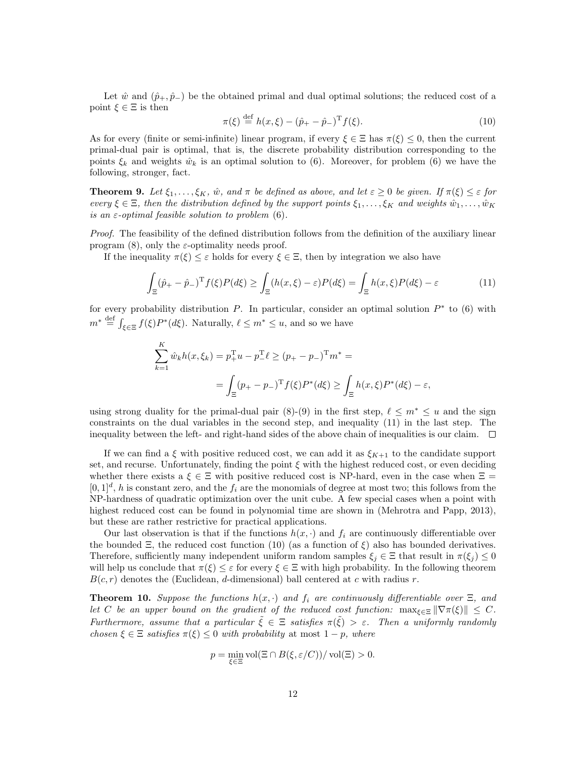Let $\hat{w}$ and $(\hat{p}_+, \hat{p}_-)$ be the obtained primal and dual optimal solutions; the reduced cost of a point $\xi \in \Xi$ is then

$$\pi(\xi) \stackrel{\text{def}}{=} h(x, \xi) - (\hat{p}_+ - \hat{p}_-)^{\mathrm{T}} f(\xi). \tag{10}$$

As for every (finite or semi-infinite) linear program, if every $\xi \in \Xi$ has $\pi(\xi) \leq 0$, then the current primal-dual pair is optimal, that is, the discrete probability distribution corresponding to the points $\xi_k$ and weights $\hat{w}_k$ is an optimal solution to (6). Moreover, for problem (6) we have the following, stronger, fact.

**Theorem 9.** *Let $\xi_1, \dots, \xi_K$, $\hat{w}$, and $\pi$ be defined as above, and let $\varepsilon \geq 0$ be given. If $\pi(\xi) \leq \varepsilon$ for every $\xi \in \Xi$, then the distribution defined by the support points $\xi_1, \dots, \xi_K$ and weights $\hat{w}_1, \dots, \hat{w}_K$ is an $\varepsilon$-optimal feasible solution to problem* (6).

*Proof.* The feasibility of the defined distribution follows from the definition of the auxiliary linear program (8), only the $\varepsilon$-optimality needs proof.

If the inequality $\pi(\xi) \leq \varepsilon$ holds for every $\xi \in \Xi$, then by integration we also have

$$\int_{\Xi} (\hat{p}_+ - \hat{p}_-)^{\mathrm{T}} f(\xi) P(d\xi) \geq \int_{\Xi} (h(x, \xi) - \varepsilon) P(d\xi) = \int_{\Xi} h(x, \xi) P(d\xi) - \varepsilon \tag{11}$$

for every probability distribution $P$. In particular, consider an optimal solution $P^*$ to (6) with $m^* \stackrel{\text{def}}{=} \int_{\xi \in \Xi} f(\xi) P^*(d\xi)$. Naturally, $\ell \leq m^* \leq u$, and so we have

$$\sum_{k=1}^{K} \hat{w}_k h(x, \xi_k) = p_+^{\mathrm{T}} u - p_-^{\mathrm{T}} \ell \geq (p_+ - p_-)^{\mathrm{T}} m^* =$$

$$= \int_{\Xi} (p_+ - p_-)^{\mathrm{T}} f(\xi) P^*(d\xi) \geq \int_{\Xi} h(x, \xi) P^*(d\xi) - \varepsilon,$$

using strong duality for the primal-dual pair (8)-(9) in the first step, $\ell \leq m^* \leq u$ and the sign constraints on the dual variables in the second step, and inequality (11) in the last step. The inequality between the left- and right-hand sides of the above chain of inequalities is our claim. □

If we can find a $\xi$ with positive reduced cost, we can add it as $\xi_{K+1}$ to the candidate support set, and recurse. Unfortunately, finding the point $\xi$ with the highest reduced cost, or even deciding whether there exists a $\xi \in \Xi$ with positive reduced cost is NP-hard, even in the case when $\Xi = [0, 1]^d$, $h$ is constant zero, and the $f_i$ are the monomials of degree at most two; this follows from the NP-hardness of quadratic optimization over the unit cube. A few special cases when a point with highest reduced cost can be found in polynomial time are shown in (Mehrotra and Papp, 2013), but these are rather restrictive for practical applications.

Our last observation is that if the functions $h(x, \cdot)$ and $f_i$ are continuously differentiable over the bounded $\Xi$, the reduced cost function (10) (as a function of $\xi$) also has bounded derivatives. Therefore, sufficiently many independent uniform random samples $\xi_j \in \Xi$ that result in $\pi(\xi_j) \leq 0$ will help us conclude that $\pi(\xi) \leq \varepsilon$ for every $\xi \in \Xi$ with high probability. In the following theorem $B(c, r)$ denotes the (Euclidean, $d$-dimensional) ball centered at $c$ with radius $r$.

**Theorem 10.** *Suppose the functions $h(x, \cdot)$ and $f_i$ are continuously differentiable over $\Xi$, and let $C$ be an upper bound on the gradient of the reduced cost function: $\max_{\xi \in \Xi} \|\nabla \pi(\xi)\| \leq C$. Furthermore, assume that a particular $\tilde{\xi} \in \Xi$ satisfies $\pi(\tilde{\xi}) > \varepsilon$. Then a uniformly randomly chosen $\xi \in \Xi$ satisfies $\pi(\xi) \leq 0$ with probability* at most $1 - p$, *where*

$$p = \min_{\xi \in \Xi} \operatorname{vol}(\Xi \cap B(\xi, \varepsilon/C)) / \operatorname{vol}(\Xi) > 0.$$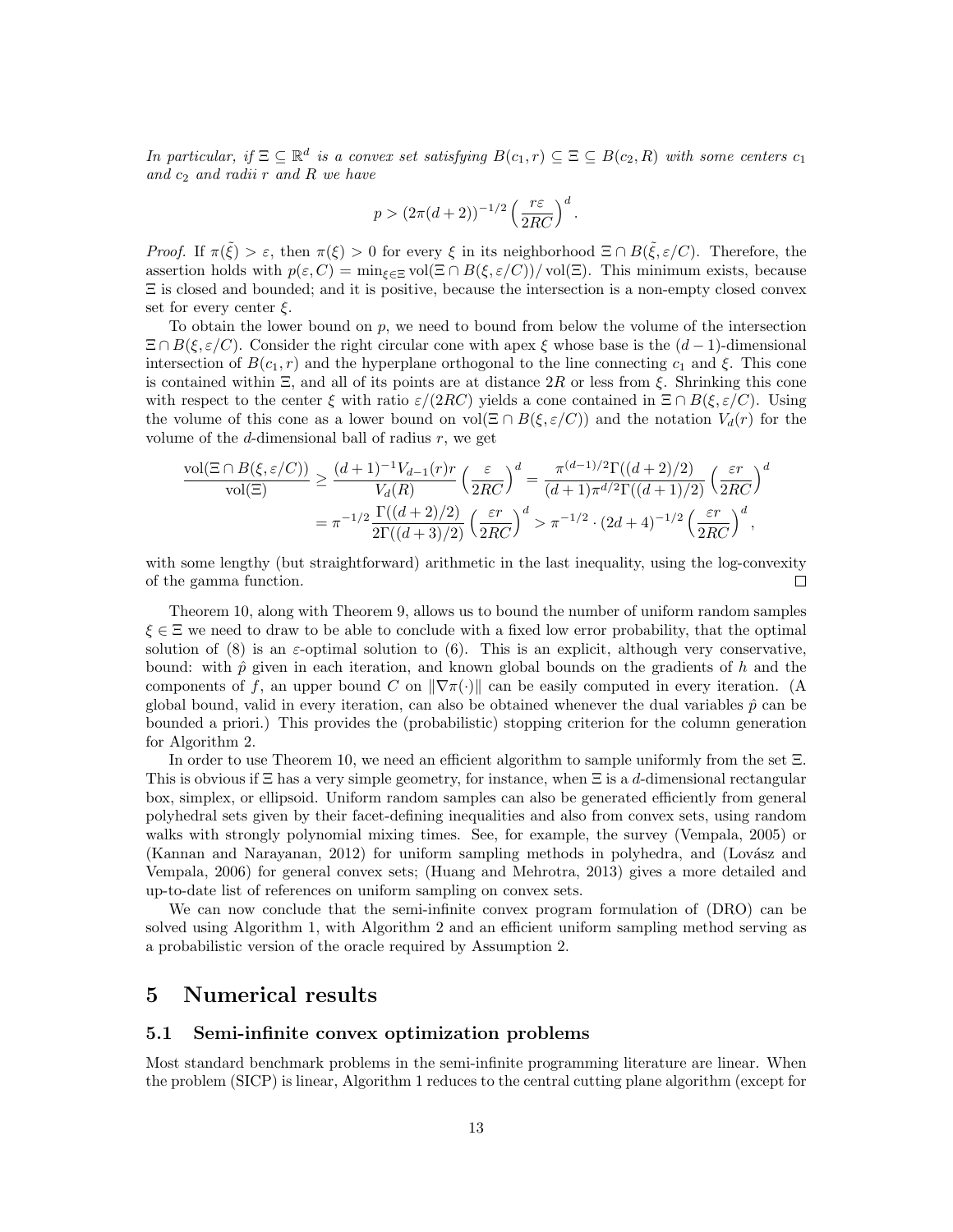*In particular, if $\Xi \subseteq \mathbb{R}^d$ is a convex set satisfying $B(c_1, r) \subseteq \Xi \subseteq B(c_2, R)$ with some centers $c_1$ and $c_2$ and radii $r$ and $R$ we have*

$$p > (2\pi(d+2))^{-1/2} \left(\frac{r\varepsilon}{2RC}\right)^d.$$

*Proof.* If $\pi(\tilde{\xi}) > \varepsilon$, then $\pi(\xi) > 0$ for every $\xi$ in its neighborhood $\Xi \cap B(\tilde{\xi}, \varepsilon/C)$. Therefore, the assertion holds with $p(\varepsilon, C) = \min_{\xi \in \Xi} \operatorname{vol}(\Xi \cap B(\xi, \varepsilon/C))/\operatorname{vol}(\Xi)$. This minimum exists, because $\Xi$ is closed and bounded; and it is positive, because the intersection is a non-empty closed convex set for every center $\xi$.

To obtain the lower bound on $p$, we need to bound from below the volume of the intersection $\Xi \cap B(\xi, \varepsilon/C)$. Consider the right circular cone with apex $\xi$ whose base is the $(d-1)$-dimensional intersection of $B(c_1, r)$ and the hyperplane orthogonal to the line connecting $c_1$ and $\xi$. This cone is contained within $\Xi$, and all of its points are at distance $2R$ or less from $\xi$. Shrinking this cone with respect to the center $\xi$ with ratio $\varepsilon/(2RC)$ yields a cone contained in $\Xi \cap B(\xi, \varepsilon/C)$. Using the volume of this cone as a lower bound on $\operatorname{vol}(\Xi \cap B(\xi, \varepsilon/C))$ and the notation $V_d(r)$ for the volume of the $d$-dimensional ball of radius $r$, we get

$$\begin{aligned}
\frac{\operatorname{vol}(\Xi \cap B(\xi, \varepsilon/C))}{\operatorname{vol}(\Xi)} &\geq \frac{(d+1)^{-1} V_{d-1}(r) r}{V_d(R)} \left(\frac{\varepsilon}{2RC}\right)^d = \frac{\pi^{(d-1)/2}\Gamma((d+2)/2)}{(d+1)\pi^{d/2}\Gamma((d+1)/2)} \left(\frac{\varepsilon r}{2RC}\right)^d \\
&= \pi^{-1/2} \frac{\Gamma((d+2)/2)}{2\Gamma((d+3)/2)} \left(\frac{\varepsilon r}{2RC}\right)^d > \pi^{-1/2} \cdot (2d+4)^{-1/2} \left(\frac{\varepsilon r}{2RC}\right)^d,
\end{aligned}$$

with some lengthy (but straightforward) arithmetic in the last inequality, using the log-convexity of the gamma function. □

Theorem 10, along with Theorem 9, allows us to bound the number of uniform random samples $\xi \in \Xi$ we need to draw to be able to conclude with a fixed low error probability, that the optimal solution of (8) is an $\varepsilon$-optimal solution to (6). This is an explicit, although very conservative, bound: with $\hat{p}$ given in each iteration, and known global bounds on the gradients of $h$ and the components of $f$, an upper bound $C$ on $\|\nabla\pi(\cdot)\|$ can be easily computed in every iteration. (A global bound, valid in every iteration, can also be obtained whenever the dual variables $\hat{p}$ can be bounded a priori.) This provides the (probabilistic) stopping criterion for the column generation for Algorithm 2.

In order to use Theorem 10, we need an efficient algorithm to sample uniformly from the set $\Xi$. This is obvious if $\Xi$ has a very simple geometry, for instance, when $\Xi$ is a $d$-dimensional rectangular box, simplex, or ellipsoid. Uniform random samples can also be generated efficiently from general polyhedral sets given by their facet-defining inequalities and also from convex sets, using random walks with strongly polynomial mixing times. See, for example, the survey (Vempala, 2005) or (Kannan and Narayanan, 2012) for uniform sampling methods in polyhedra, and (Lovász and Vempala, 2006) for general convex sets; (Huang and Mehrotra, 2013) gives a more detailed and up-to-date list of references on uniform sampling on convex sets.

We can now conclude that the semi-infinite convex program formulation of (DRO) can be solved using Algorithm 1, with Algorithm 2 and an efficient uniform sampling method serving as a probabilistic version of the oracle required by Assumption 2.

# 5 Numerical results

## 5.1 Semi-infinite convex optimization problems

Most standard benchmark problems in the semi-infinite programming literature are linear. When the problem (SICP) is linear, Algorithm 1 reduces to the central cutting plane algorithm (except for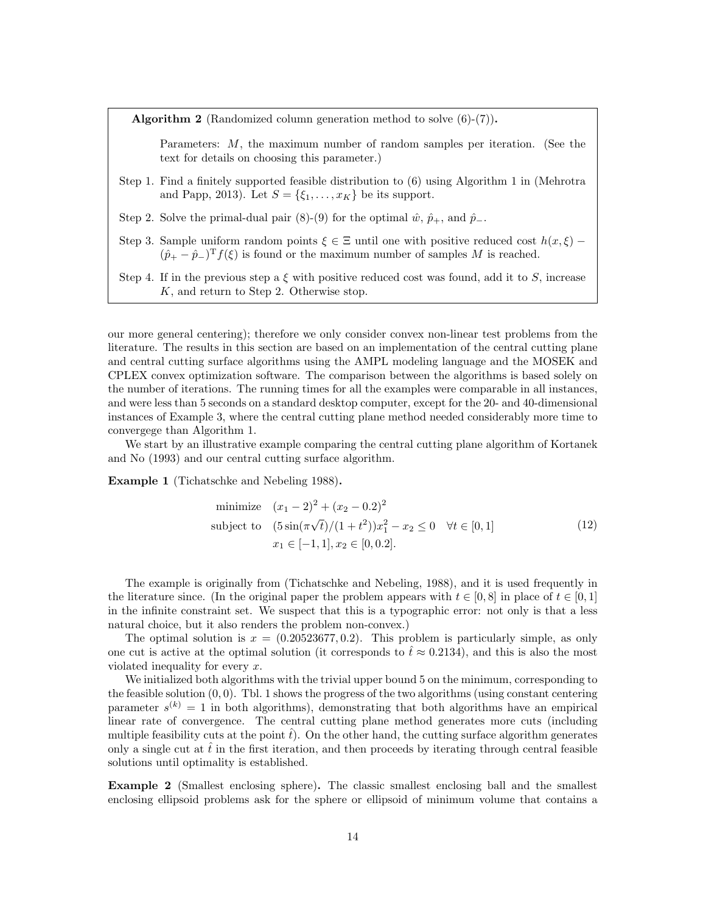> **Algorithm 2** (Randomized column generation method to solve (6)-(7))**.**
>
> Parameters: $M$, the maximum number of random samples per iteration. (See the text for details on choosing this parameter.)
>
> Step 1. Find a finitely supported feasible distribution to (6) using Algorithm 1 in (Mehrotra and Papp, 2013). Let $S = \{\xi_1, \dots, x_K\}$ be its support.
>
> Step 2. Solve the primal-dual pair (8)-(9) for the optimal $\hat{w}$, $\hat{p}_+$, and $\hat{p}_-$.
>
> Step 3. Sample uniform random points $\xi \in \Xi$ until one with positive reduced cost $h(x, \xi) - (\hat{p}_+ - \hat{p}_-)^{\mathrm{T}} f(\xi)$ is found or the maximum number of samples $M$ is reached.
>
> Step 4. If in the previous step a $\xi$ with positive reduced cost was found, add it to $S$, increase $K$, and return to Step 2. Otherwise stop.

our more general centering); therefore we only consider convex non-linear test problems from the literature. The results in this section are based on an implementation of the central cutting plane and central cutting surface algorithms using the AMPL modeling language and the MOSEK and CPLEX convex optimization software. The comparison between the algorithms is based solely on the number of iterations. The running times for all the examples were comparable in all instances, and were less than 5 seconds on a standard desktop computer, except for the 20- and 40-dimensional instances of Example 3, where the central cutting plane method needed considerably more time to convergege than Algorithm 1.

We start by an illustrative example comparing the central cutting plane algorithm of Kortanek and No (1993) and our central cutting surface algorithm.

**Example 1** (Tichatschke and Nebeling 1988)**.**

$$
\begin{aligned}
\text{minimize} \quad & (x_1 - 2)^2 + (x_2 - 0.2)^2 \\
\text{subject to} \quad & (5\sin(\pi\sqrt{t})/(1 + t^2))x_1^2 - x_2 \leq 0 \quad \forall t \in [0, 1] \\
& x_1 \in [-1, 1], x_2 \in [0, 0.2].
\end{aligned}
\tag{12}
$$

The example is originally from (Tichatschke and Nebeling, 1988), and it is used frequently in the literature since. (In the original paper the problem appears with $t \in [0, 8]$ in place of $t \in [0, 1]$ in the infinite constraint set. We suspect that this is a typographic error: not only is that a less natural choice, but it also renders the problem non-convex.)

The optimal solution is $x = (0.20523677, 0.2)$. This problem is particularly simple, as only one cut is active at the optimal solution (it corresponds to $\hat{t} \approx 0.2134$), and this is also the most violated inequality for every $x$.

We initialized both algorithms with the trivial upper bound 5 on the minimum, corresponding to the feasible solution $(0, 0)$. Tbl. 1 shows the progress of the two algorithms (using constant centering parameter $s^{(k)} = 1$ in both algorithms), demonstrating that both algorithms have an empirical linear rate of convergence. The central cutting plane method generates more cuts (including multiple feasibility cuts at the point $\hat{t}$). On the other hand, the cutting surface algorithm generates only a single cut at $\hat{t}$ in the first iteration, and then proceeds by iterating through central feasible solutions until optimality is established.

**Example 2** (Smallest enclosing sphere)**.** The classic smallest enclosing ball and the smallest enclosing ellipsoid problems ask for the sphere or ellipsoid of minimum volume that contains a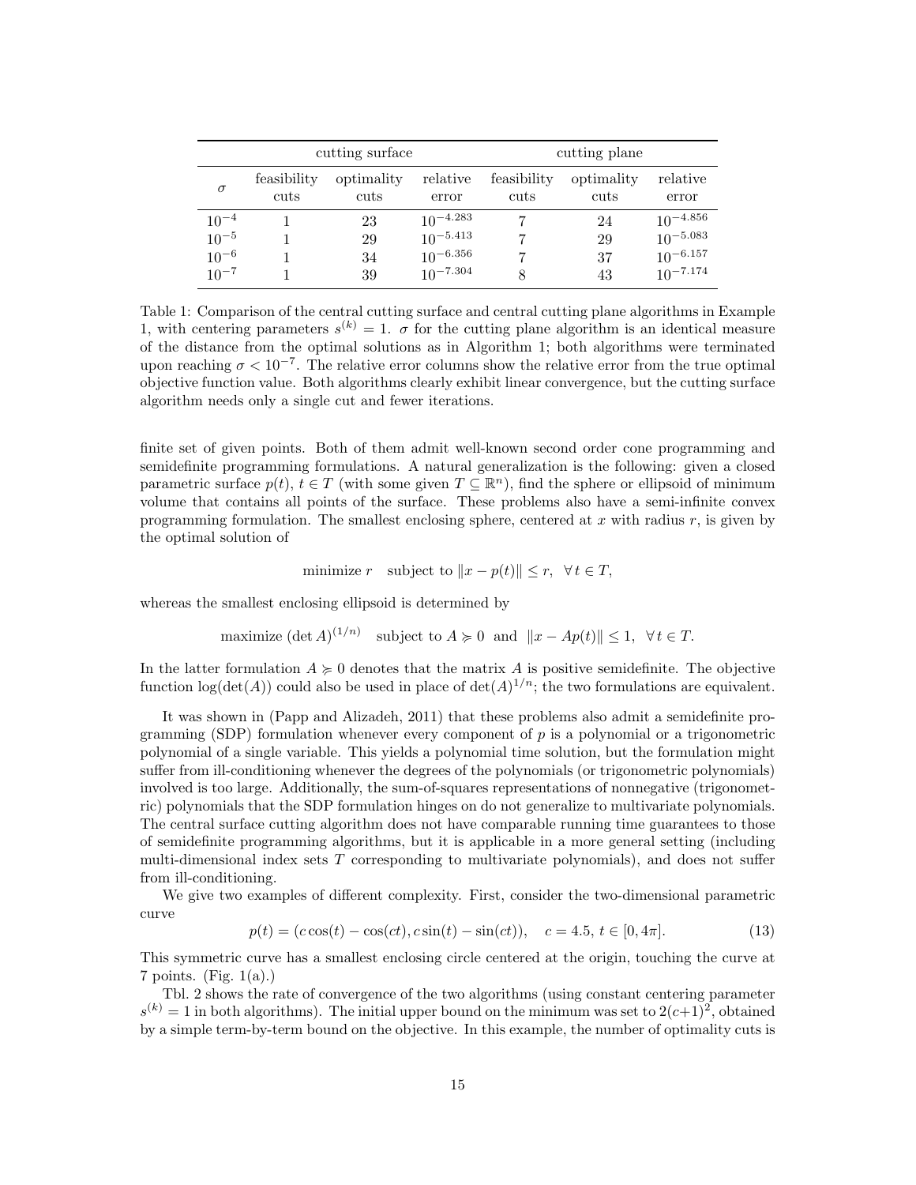| | cutting surface | | | cutting plane | | |
|---|---|---|---|---|---|---|
| $\sigma$ | feasibility cuts | optimality cuts | relative error | feasibility cuts | optimality cuts | relative error |
| $10^{-4}$ | 1 | 23 | $10^{-4.283}$ | 7 | 24 | $10^{-4.856}$ |
| $10^{-5}$ | 1 | 29 | $10^{-5.413}$ | 7 | 29 | $10^{-5.083}$ |
| $10^{-6}$ | 1 | 34 | $10^{-6.356}$ | 7 | 37 | $10^{-6.157}$ |
| $10^{-7}$ | 1 | 39 | $10^{-7.304}$ | 8 | 43 | $10^{-7.174}$ |

Table 1: Comparison of the central cutting surface and central cutting plane algorithms in Example 1, with centering parameters $s^{(k)} = 1$. $\sigma$ for the cutting plane algorithm is an identical measure of the distance from the optimal solutions as in Algorithm 1; both algorithms were terminated upon reaching $\sigma < 10^{-7}$. The relative error columns show the relative error from the true optimal objective function value. Both algorithms clearly exhibit linear convergence, but the cutting surface algorithm needs only a single cut and fewer iterations.

finite set of given points. Both of them admit well-known second order cone programming and semidefinite programming formulations. A natural generalization is the following: given a closed parametric surface $p(t)$, $t \in T$ (with some given $T \subseteq \mathbb{R}^n$), find the sphere or ellipsoid of minimum volume that contains all points of the surface. These problems also have a semi-infinite convex programming formulation. The smallest enclosing sphere, centered at $x$ with radius $r$, is given by the optimal solution of

$$\text{minimize } r \quad \text{subject to } \|x - p(t)\| \leq r, \;\; \forall\, t \in T,$$

whereas the smallest enclosing ellipsoid is determined by

$$\text{maximize } (\det A)^{(1/n)} \quad \text{subject to } A \succcurlyeq 0 \;\text{ and }\; \|x - Ap(t)\| \leq 1, \;\; \forall\, t \in T.$$

In the latter formulation $A \succcurlyeq 0$ denotes that the matrix $A$ is positive semidefinite. The objective function $\log(\det(A))$ could also be used in place of $\det(A)^{1/n}$; the two formulations are equivalent.

It was shown in (Papp and Alizadeh, 2011) that these problems also admit a semidefinite programming (SDP) formulation whenever every component of $p$ is a polynomial or a trigonometric polynomial of a single variable. This yields a polynomial time solution, but the formulation might suffer from ill-conditioning whenever the degrees of the polynomials (or trigonometric polynomials) involved is too large. Additionally, the sum-of-squares representations of nonnegative (trigonometric) polynomials that the SDP formulation hinges on do not generalize to multivariate polynomials. The central surface cutting algorithm does not have comparable running time guarantees to those of semidefinite programming algorithms, but it is applicable in a more general setting (including multi-dimensional index sets $T$ corresponding to multivariate polynomials), and does not suffer from ill-conditioning.

We give two examples of different complexity. First, consider the two-dimensional parametric curve

$$p(t) = (c\cos(t) - \cos(ct), c\sin(t) - \sin(ct)), \quad c = 4.5,\; t \in [0, 4\pi]. \tag{13}$$

This symmetric curve has a smallest enclosing circle centered at the origin, touching the curve at 7 points. (Fig. 1(a).)

Tbl. 2 shows the rate of convergence of the two algorithms (using constant centering parameter $s^{(k)} = 1$ in both algorithms). The initial upper bound on the minimum was set to $2(c+1)^2$, obtained by a simple term-by-term bound on the objective. In this example, the number of optimality cuts is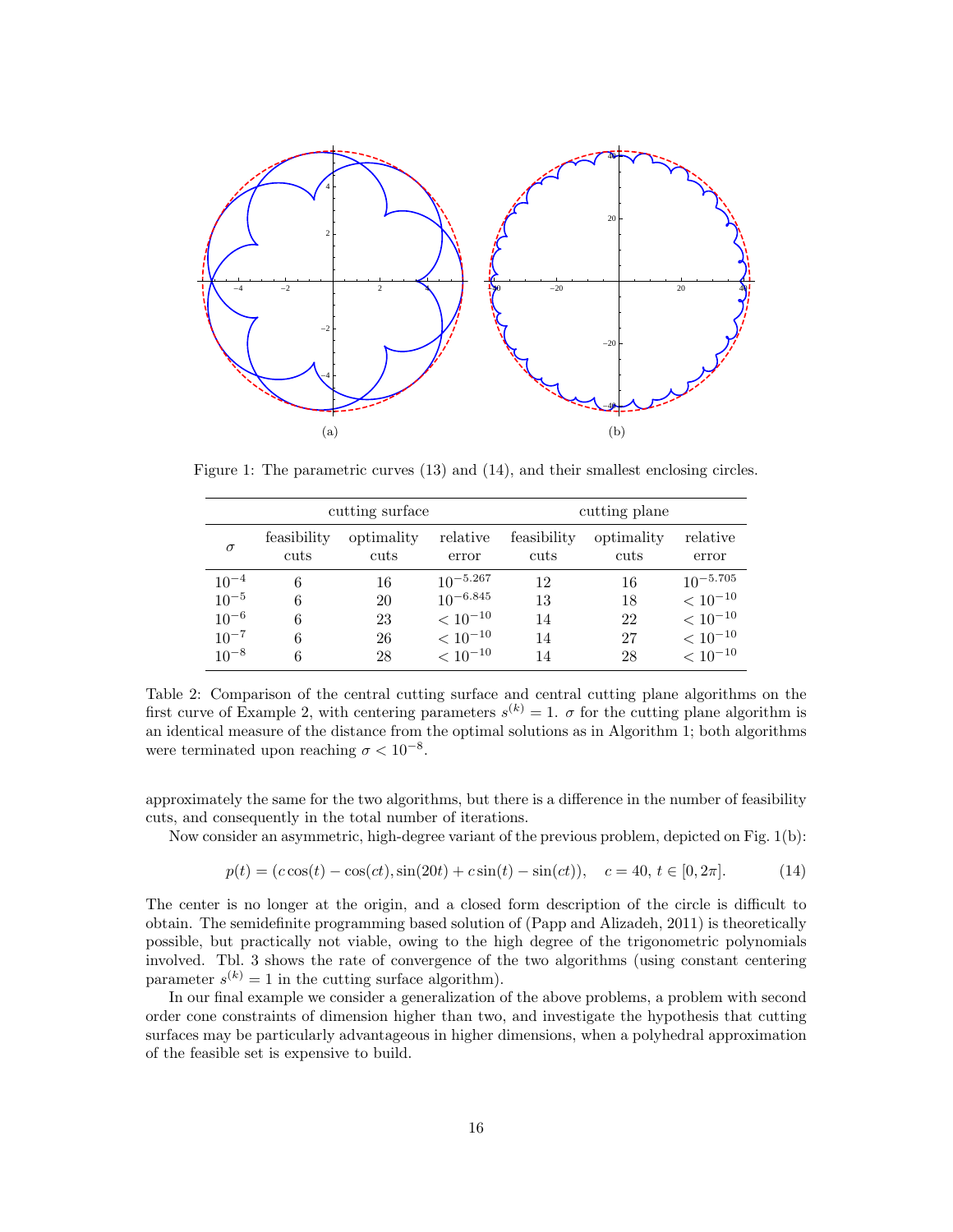Figure 1: The parametric curves (13) and (14), and their smallest enclosing circles.

| | cutting surface | | | cutting plane | | |
|---|---|---|---|---|---|---|
| $\sigma$ | feasibility cuts | optimality cuts | relative error | feasibility cuts | optimality cuts | relative error |
| $10^{-4}$ | 6 | 16 | $10^{-5.267}$ | 12 | 16 | $10^{-5.705}$ |
| $10^{-5}$ | 6 | 20 | $10^{-6.845}$ | 13 | 18 | $< 10^{-10}$ |
| $10^{-6}$ | 6 | 23 | $< 10^{-10}$ | 14 | 22 | $< 10^{-10}$ |
| $10^{-7}$ | 6 | 26 | $< 10^{-10}$ | 14 | 27 | $< 10^{-10}$ |
| $10^{-8}$ | 6 | 28 | $< 10^{-10}$ | 14 | 28 | $< 10^{-10}$ |

Table 2: Comparison of the central cutting surface and central cutting plane algorithms on the first curve of Example 2, with centering parameters $s^{(k)} = 1$. $\sigma$ for the cutting plane algorithm is an identical measure of the distance from the optimal solutions as in Algorithm 1; both algorithms were terminated upon reaching $\sigma < 10^{-8}$.

approximately the same for the two algorithms, but there is a difference in the number of feasibility cuts, and consequently in the total number of iterations.

Now consider an asymmetric, high-degree variant of the previous problem, depicted on Fig. 1(b):

$$p(t) = (c\cos(t) - \cos(ct), \sin(20t) + c\sin(t) - \sin(ct)), \quad c = 40,\ t \in [0, 2\pi]. \tag{14}$$

The center is no longer at the origin, and a closed form description of the circle is difficult to obtain. The semidefinite programming based solution of (Papp and Alizadeh, 2011) is theoretically possible, but practically not viable, owing to the high degree of the trigonometric polynomials involved. Tbl. 3 shows the rate of convergence of the two algorithms (using constant centering parameter $s^{(k)} = 1$ in the cutting surface algorithm).

In our final example we consider a generalization of the above problems, a problem with second order cone constraints of dimension higher than two, and investigate the hypothesis that cutting surfaces may be particularly advantageous in higher dimensions, when a polyhedral approximation of the feasible set is expensive to build.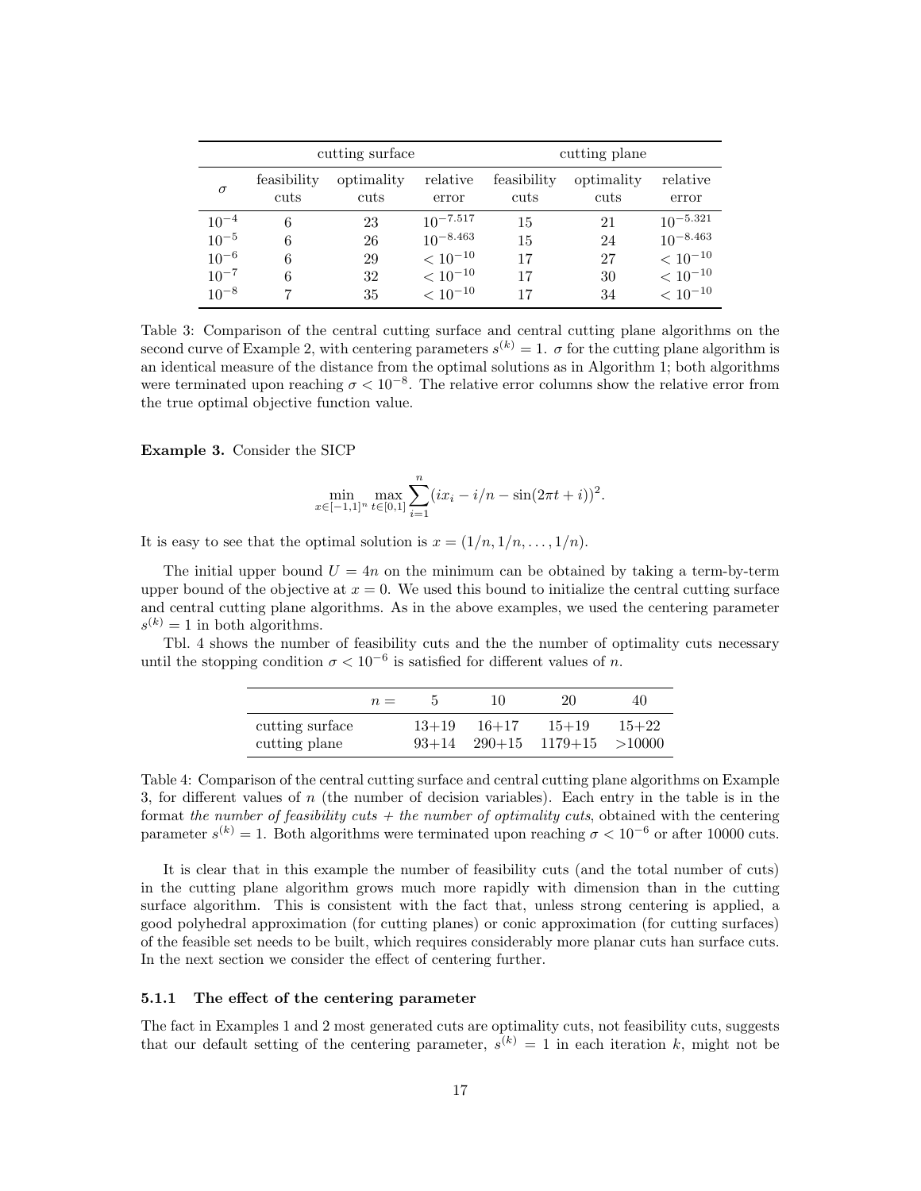| $\sigma$ | cutting surface | | | cutting plane | | |
|---|---|---|---|---|---|---|
| | feasibility cuts | optimality cuts | relative error | feasibility cuts | optimality cuts | relative error |
| $10^{-4}$ | 6 | 23 | $10^{-7.517}$ | 15 | 21 | $10^{-5.321}$ |
| $10^{-5}$ | 6 | 26 | $10^{-8.463}$ | 15 | 24 | $10^{-8.463}$ |
| $10^{-6}$ | 6 | 29 | $< 10^{-10}$ | 17 | 27 | $< 10^{-10}$ |
| $10^{-7}$ | 6 | 32 | $< 10^{-10}$ | 17 | 30 | $< 10^{-10}$ |
| $10^{-8}$ | 7 | 35 | $< 10^{-10}$ | 17 | 34 | $< 10^{-10}$ |

Table 3: Comparison of the central cutting surface and central cutting plane algorithms on the second curve of Example 2, with centering parameters $s^{(k)} = 1$. $\sigma$ for the cutting plane algorithm is an identical measure of the distance from the optimal solutions as in Algorithm 1; both algorithms were terminated upon reaching $\sigma < 10^{-8}$. The relative error columns show the relative error from the true optimal objective function value.

**Example 3.** Consider the SICP

$$\min_{x\in[-1,1]^n} \max_{t\in[0,1]} \sum_{i=1}^{n} (ix_i - i/n - \sin(2\pi t + i))^2.$$

It is easy to see that the optimal solution is $x = (1/n, 1/n, \ldots, 1/n)$.

The initial upper bound $U = 4n$ on the minimum can be obtained by taking a term-by-term upper bound of the objective at $x = 0$. We used this bound to initialize the central cutting surface and central cutting plane algorithms. As in the above examples, we used the centering parameter $s^{(k)} = 1$ in both algorithms.

Tbl. 4 shows the number of feasibility cuts and the the number of optimality cuts necessary until the stopping condition $\sigma < 10^{-6}$ is satisfied for different values of $n$.

| $n =$ | 5 | 10 | 20 | 40 |
|---|---|---|---|---|
| cutting surface | 13+19 | 16+17 | 15+19 | 15+22 |
| cutting plane | 93+14 | 290+15 | 1179+15 | >10000 |

Table 4: Comparison of the central cutting surface and central cutting plane algorithms on Example 3, for different values of $n$ (the number of decision variables). Each entry in the table is in the format *the number of feasibility cuts + the number of optimality cuts*, obtained with the centering parameter $s^{(k)} = 1$. Both algorithms were terminated upon reaching $\sigma < 10^{-6}$ or after 10000 cuts.

It is clear that in this example the number of feasibility cuts (and the total number of cuts) in the cutting plane algorithm grows much more rapidly with dimension than in the cutting surface algorithm. This is consistent with the fact that, unless strong centering is applied, a good polyhedral approximation (for cutting planes) or conic approximation (for cutting surfaces) of the feasible set needs to be built, which requires considerably more planar cuts han surface cuts. In the next section we consider the effect of centering further.

#### 5.1.1 The effect of the centering parameter

The fact in Examples 1 and 2 most generated cuts are optimality cuts, not feasibility cuts, suggests that our default setting of the centering parameter, $s^{(k)} = 1$ in each iteration $k$, might not be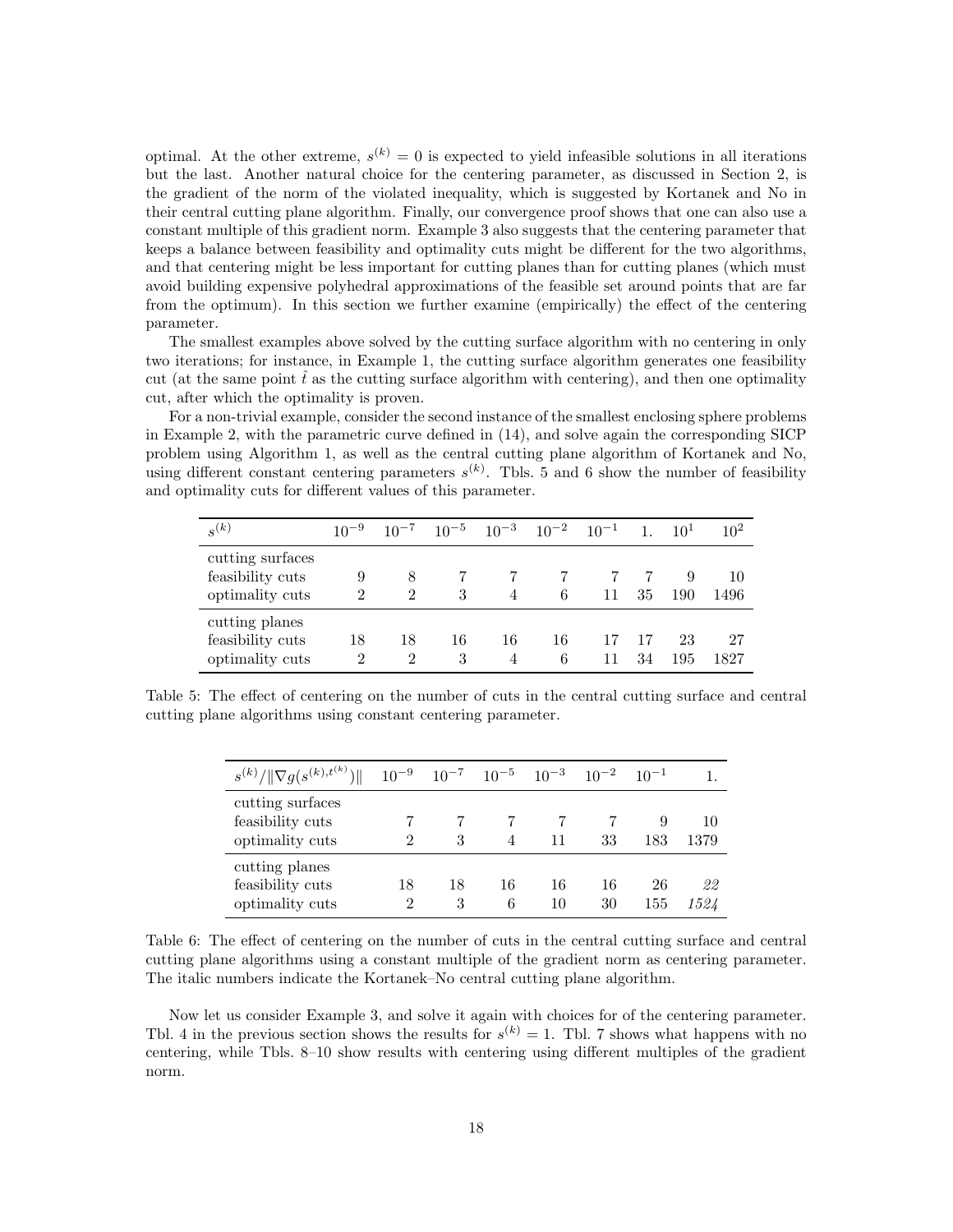optimal. At the other extreme, $s^{(k)} = 0$ is expected to yield infeasible solutions in all iterations but the last. Another natural choice for the centering parameter, as discussed in Section 2, is the gradient of the norm of the violated inequality, which is suggested by Kortanek and No in their central cutting plane algorithm. Finally, our convergence proof shows that one can also use a constant multiple of this gradient norm. Example 3 also suggests that the centering parameter that keeps a balance between feasibility and optimality cuts might be different for the two algorithms, and that centering might be less important for cutting planes than for cutting planes (which must avoid building expensive polyhedral approximations of the feasible set around points that are far from the optimum). In this section we further examine (empirically) the effect of the centering parameter.

The smallest examples above solved by the cutting surface algorithm with no centering in only two iterations; for instance, in Example 1, the cutting surface algorithm generates one feasibility cut (at the same point $\hat{t}$ as the cutting surface algorithm with centering), and then one optimality cut, after which the optimality is proven.

For a non-trivial example, consider the second instance of the smallest enclosing sphere problems in Example 2, with the parametric curve defined in (14), and solve again the corresponding SICP problem using Algorithm 1, as well as the central cutting plane algorithm of Kortanek and No, using different constant centering parameters $s^{(k)}$. Tbls. 5 and 6 show the number of feasibility and optimality cuts for different values of this parameter.

| $s^{(k)}$ | $10^{-9}$ | $10^{-7}$ | $10^{-5}$ | $10^{-3}$ | $10^{-2}$ | $10^{-1}$ | 1. | $10^{1}$ | $10^{2}$ |
|---|---|---|---|---|---|---|---|---|---|
| cutting surfaces | | | | | | | | | |
| feasibility cuts | 9 | 8 | 7 | 7 | 7 | 7 | 7 | 9 | 10 |
| optimality cuts | 2 | 2 | 3 | 4 | 6 | 11 | 35 | 190 | 1496 |
| cutting planes | | | | | | | | | |
| feasibility cuts | 18 | 18 | 16 | 16 | 16 | 17 | 17 | 23 | 27 |
| optimality cuts | 2 | 2 | 3 | 4 | 6 | 11 | 34 | 195 | 1827 |

Table 5: The effect of centering on the number of cuts in the central cutting surface and central cutting plane algorithms using constant centering parameter.

| $s^{(k)}/\|\nabla g(s^{(k)}, t^{(k)})\|$ | $10^{-9}$ | $10^{-7}$ | $10^{-5}$ | $10^{-3}$ | $10^{-2}$ | $10^{-1}$ | 1. |
|---|---|---|---|---|---|---|---|
| cutting surfaces | | | | | | | |
| feasibility cuts | 7 | 7 | 7 | 7 | 7 | 9 | 10 |
| optimality cuts | 2 | 3 | 4 | 11 | 33 | 183 | 1379 |
| cutting planes | | | | | | | |
| feasibility cuts | 18 | 18 | 16 | 16 | 16 | 26 | *22* |
| optimality cuts | 2 | 3 | 6 | 10 | 30 | 155 | *1524* |

Table 6: The effect of centering on the number of cuts in the central cutting surface and central cutting plane algorithms using a constant multiple of the gradient norm as centering parameter. The italic numbers indicate the Kortanek–No central cutting plane algorithm.

Now let us consider Example 3, and solve it again with choices for of the centering parameter. Tbl. 4 in the previous section shows the results for $s^{(k)} = 1$. Tbl. 7 shows what happens with no centering, while Tbls. 8–10 show results with centering using different multiples of the gradient norm.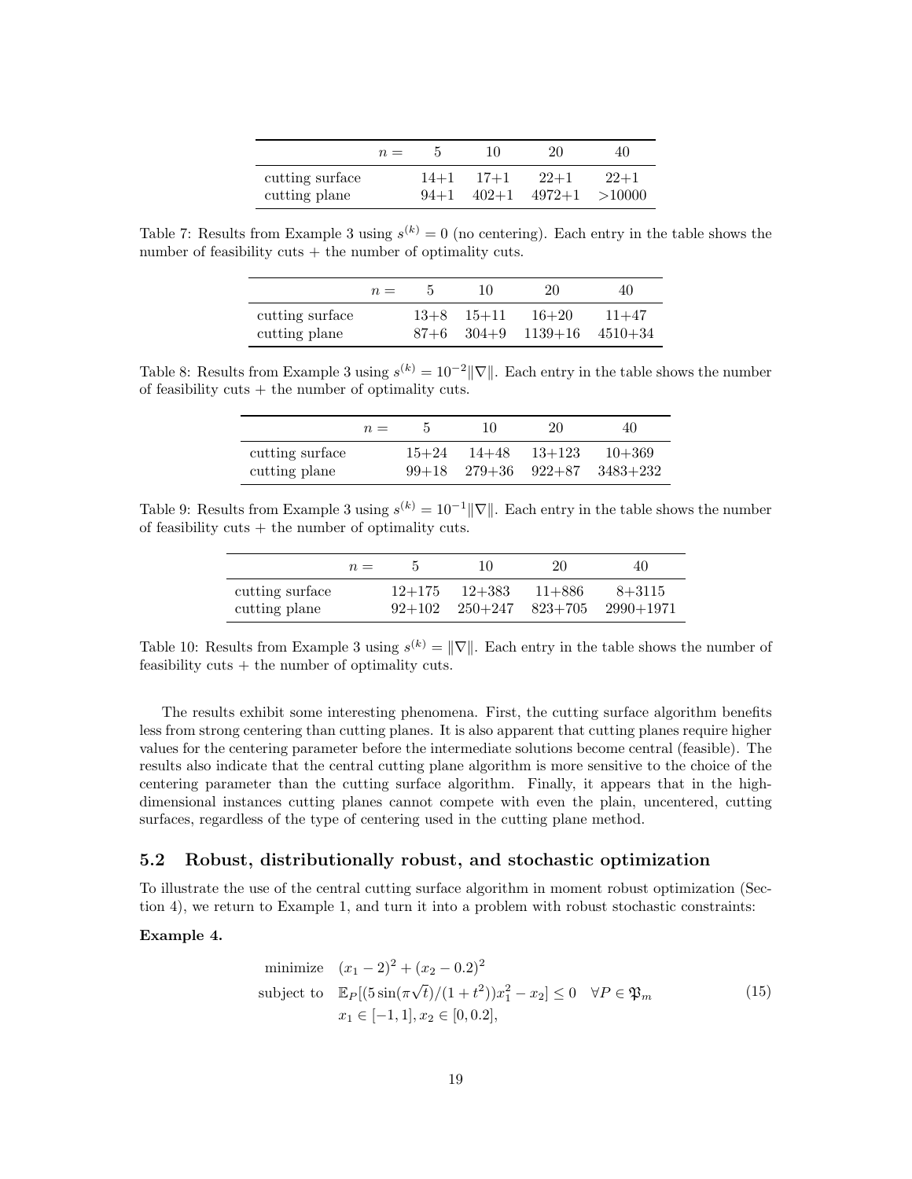| $n =$ | 5 | 10 | 20 | 40 |
|---|---|---|---|---|
| cutting surface | 14+1 | 17+1 | 22+1 | 22+1 |
| cutting plane | 94+1 | 402+1 | 4972+1 | >10000 |

Table 7: Results from Example 3 using $s^{(k)} = 0$ (no centering). Each entry in the table shows the number of feasibility cuts + the number of optimality cuts.

| $n =$ | 5 | 10 | 20 | 40 |
|---|---|---|---|---|
| cutting surface | 13+8 | 15+11 | 16+20 | 11+47 |
| cutting plane | 87+6 | 304+9 | 1139+16 | 4510+34 |

Table 8: Results from Example 3 using $s^{(k)} = 10^{-2}\|\nabla\|$. Each entry in the table shows the number of feasibility cuts + the number of optimality cuts.

| $n =$ | 5 | 10 | 20 | 40 |
|---|---|---|---|---|
| cutting surface | 15+24 | 14+48 | 13+123 | 10+369 |
| cutting plane | 99+18 | 279+36 | 922+87 | 3483+232 |

Table 9: Results from Example 3 using $s^{(k)} = 10^{-1}\|\nabla\|$. Each entry in the table shows the number of feasibility cuts + the number of optimality cuts.

| $n =$ | 5 | 10 | 20 | 40 |
|---|---|---|---|---|
| cutting surface | 12+175 | 12+383 | 11+886 | 8+3115 |
| cutting plane | 92+102 | 250+247 | 823+705 | 2990+1971 |

Table 10: Results from Example 3 using $s^{(k)} = \|\nabla\|$. Each entry in the table shows the number of feasibility cuts + the number of optimality cuts.

The results exhibit some interesting phenomena. First, the cutting surface algorithm benefits less from strong centering than cutting planes. It is also apparent that cutting planes require higher values for the centering parameter before the intermediate solutions become central (feasible). The results also indicate that the central cutting plane algorithm is more sensitive to the choice of the centering parameter than the cutting surface algorithm. Finally, it appears that in the high-dimensional instances cutting planes cannot compete with even the plain, uncentered, cutting surfaces, regardless of the type of centering used in the cutting plane method.

## 5.2 Robust, distributionally robust, and stochastic optimization

To illustrate the use of the central cutting surface algorithm in moment robust optimization (Section 4), we return to Example 1, and turn it into a problem with robust stochastic constraints:

**Example 4.**

$$
\begin{aligned}
\text{minimize} \quad & (x_1 - 2)^2 + (x_2 - 0.2)^2 \\
\text{subject to} \quad & \mathbb{E}_P[(5\sin(\pi\sqrt{t})/(1+t^2))x_1^2 - x_2] \leq 0 \quad \forall P \in \mathfrak{P}_m \\
& x_1 \in [-1, 1], x_2 \in [0, 0.2],
\end{aligned}
\tag{15}
$$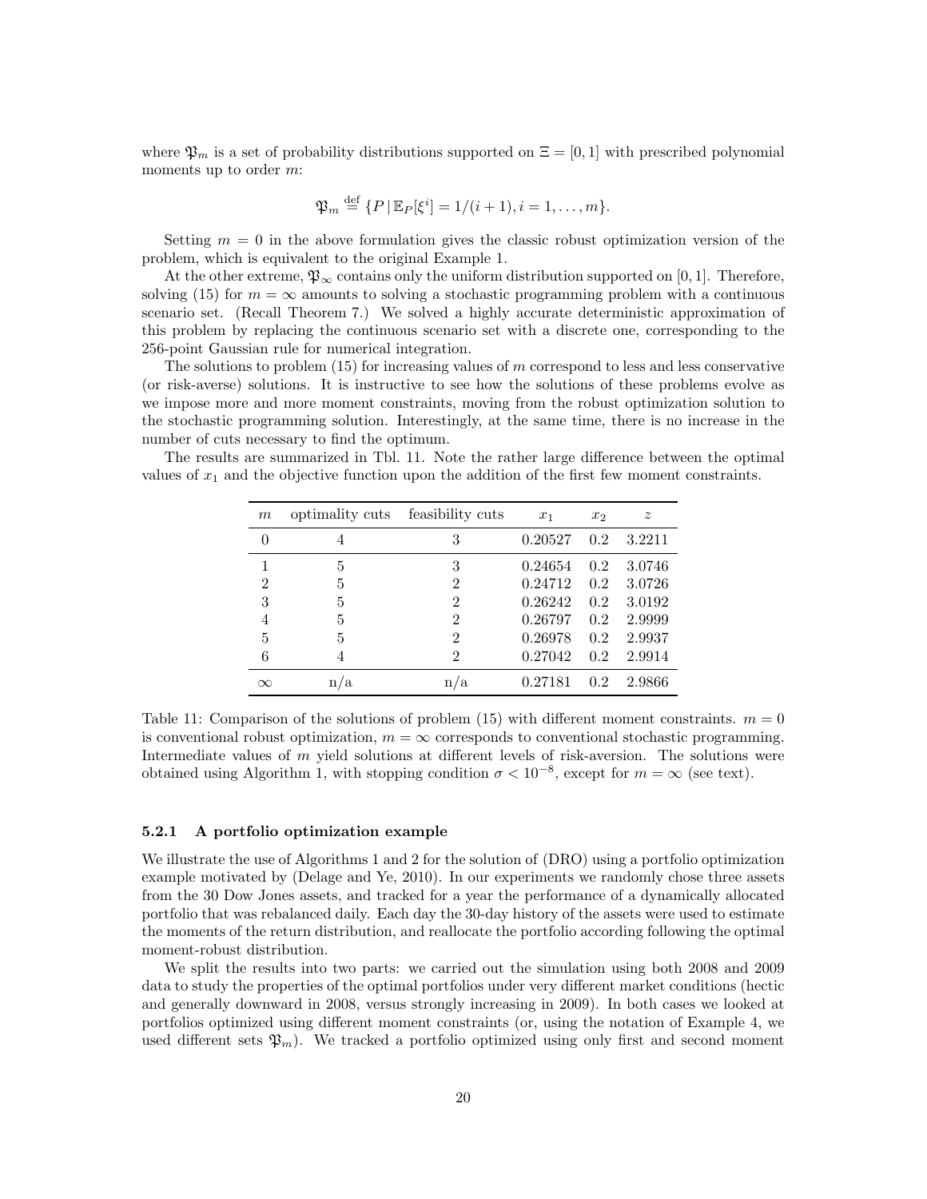where $\mathfrak{P}_m$ is a set of probability distributions supported on $\Xi = [0,1]$ with prescribed polynomial moments up to order $m$:

$$\mathfrak{P}_m \stackrel{\text{def}}{=} \{P \,|\, \mathbb{E}_P[\xi^i] = 1/(i+1), i = 1, \dots, m\}.$$

Setting $m = 0$ in the above formulation gives the classic robust optimization version of the problem, which is equivalent to the original Example 1.

At the other extreme, $\mathfrak{P}_\infty$ contains only the uniform distribution supported on $[0,1]$. Therefore, solving (15) for $m = \infty$ amounts to solving a stochastic programming problem with a continuous scenario set. (Recall Theorem 7.) We solved a highly accurate deterministic approximation of this problem by replacing the continuous scenario set with a discrete one, corresponding to the 256-point Gaussian rule for numerical integration.

The solutions to problem (15) for increasing values of $m$ correspond to less and less conservative (or risk-averse) solutions. It is instructive to see how the solutions of these problems evolve as we impose more and more moment constraints, moving from the robust optimization solution to the stochastic programming solution. Interestingly, at the same time, there is no increase in the number of cuts necessary to find the optimum.

The results are summarized in Tbl. 11. Note the rather large difference between the optimal values of $x_1$ and the objective function upon the addition of the first few moment constraints.

| $m$ | optimality cuts | feasibility cuts | $x_1$ | $x_2$ | $z$ |
|---|---|---|---|---|---|
| 0 | 4 | 3 | 0.20527 | 0.2 | 3.2211 |
| 1 | 5 | 3 | 0.24654 | 0.2 | 3.0746 |
| 2 | 5 | 2 | 0.24712 | 0.2 | 3.0726 |
| 3 | 5 | 2 | 0.26242 | 0.2 | 3.0192 |
| 4 | 5 | 2 | 0.26797 | 0.2 | 2.9999 |
| 5 | 5 | 2 | 0.26978 | 0.2 | 2.9937 |
| 6 | 4 | 2 | 0.27042 | 0.2 | 2.9914 |
| $\infty$ | n/a | n/a | 0.27181 | 0.2 | 2.9866 |

Table 11: Comparison of the solutions of problem (15) with different moment constraints. $m = 0$ is conventional robust optimization, $m = \infty$ corresponds to conventional stochastic programming. Intermediate values of $m$ yield solutions at different levels of risk-aversion. The solutions were obtained using Algorithm 1, with stopping condition $\sigma < 10^{-8}$, except for $m = \infty$ (see text).

### 5.2.1 A portfolio optimization example

We illustrate the use of Algorithms 1 and 2 for the solution of (DRO) using a portfolio optimization example motivated by (Delage and Ye, 2010). In our experiments we randomly chose three assets from the 30 Dow Jones assets, and tracked for a year the performance of a dynamically allocated portfolio that was rebalanced daily. Each day the 30-day history of the assets were used to estimate the moments of the return distribution, and reallocate the portfolio according following the optimal moment-robust distribution.

We split the results into two parts: we carried out the simulation using both 2008 and 2009 data to study the properties of the optimal portfolios under very different market conditions (hectic and generally downward in 2008, versus strongly increasing in 2009). In both cases we looked at portfolios optimized using different moment constraints (or, using the notation of Example 4, we used different sets $\mathfrak{P}_m$). We tracked a portfolio optimized using only first and second moment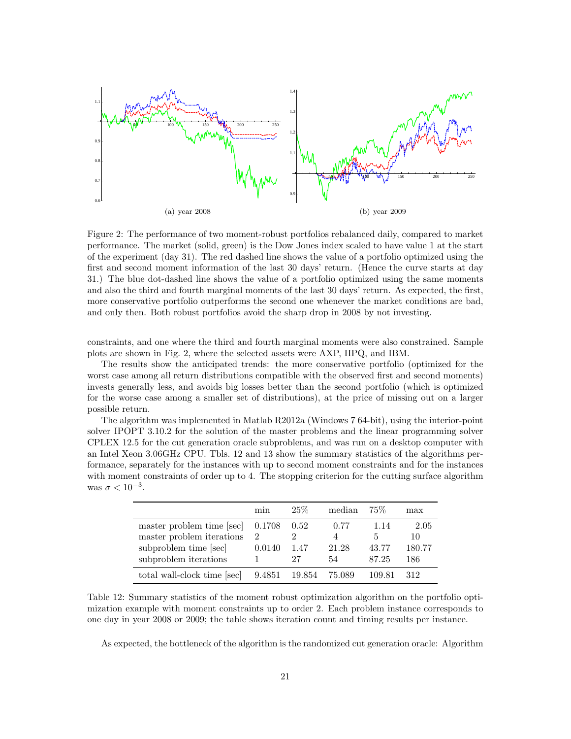(a) year 2008

(b) year 2009

Figure 2: The performance of two moment-robust portfolios rebalanced daily, compared to market performance. The market (solid, green) is the Dow Jones index scaled to have value 1 at the start of the experiment (day 31). The red dashed line shows the value of a portfolio optimized using the first and second moment information of the last 30 days' return. (Hence the curve starts at day 31.) The blue dot-dashed line shows the value of a portfolio optimized using the same moments and also the third and fourth marginal moments of the last 30 days' return. As expected, the first, more conservative portfolio outperforms the second one whenever the market conditions are bad, and only then. Both robust portfolios avoid the sharp drop in 2008 by not investing.

constraints, and one where the third and fourth marginal moments were also constrained. Sample plots are shown in Fig. 2, where the selected assets were AXP, HPQ, and IBM.

The results show the anticipated trends: the more conservative portfolio (optimized for the worst case among all return distributions compatible with the observed first and second moments) invests generally less, and avoids big losses better than the second portfolio (which is optimized for the worse case among a smaller set of distributions), at the price of missing out on a larger possible return.

The algorithm was implemented in Matlab R2012a (Windows 7 64-bit), using the interior-point solver IPOPT 3.10.2 for the solution of the master problems and the linear programming solver CPLEX 12.5 for the cut generation oracle subproblems, and was run on a desktop computer with an Intel Xeon 3.06GHz CPU. Tbls. 12 and 13 show the summary statistics of the algorithms performance, separately for the instances with up to second moment constraints and for the instances with moment constraints of order up to 4. The stopping criterion for the cutting surface algorithm was $\sigma < 10^{-3}$.

| | min | 25% | median | 75% | max |
|---|---|---|---|---|---|
| master problem time [sec] | 0.1708 | 0.52 | 0.77 | 1.14 | 2.05 |
| master problem iterations | 2 | 2 | 4 | 5 | 10 |
| subproblem time [sec] | 0.0140 | 1.47 | 21.28 | 43.77 | 180.77 |
| subproblem iterations | 1 | 27 | 54 | 87.25 | 186 |
| total wall-clock time [sec] | 9.4851 | 19.854 | 75.089 | 109.81 | 312 |

Table 12: Summary statistics of the moment robust optimization algorithm on the portfolio optimization example with moment constraints up to order 2. Each problem instance corresponds to one day in year 2008 or 2009; the table shows iteration count and timing results per instance.

As expected, the bottleneck of the algorithm is the randomized cut generation oracle: Algorithm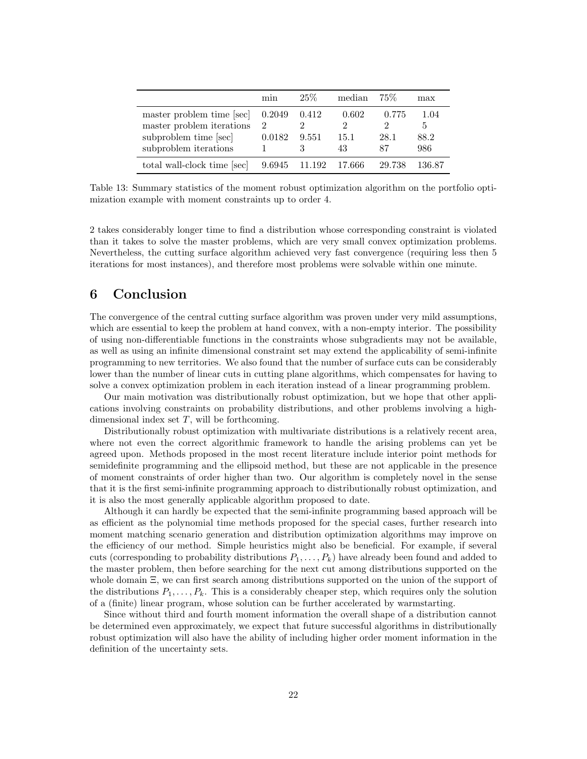| | min | 25% | median | 75% | max |
|---|---|---|---|---|---|
| master problem time [sec] | 0.2049 | 0.412 | 0.602 | 0.775 | 1.04 |
| master problem iterations | 2 | 2 | 2 | 2 | 5 |
| subproblem time [sec] | 0.0182 | 9.551 | 15.1 | 28.1 | 88.2 |
| subproblem iterations | 1 | 3 | 43 | 87 | 986 |
| total wall-clock time [sec] | 9.6945 | 11.192 | 17.666 | 29.738 | 136.87 |

Table 13: Summary statistics of the moment robust optimization algorithm on the portfolio optimization example with moment constraints up to order 4.

2 takes considerably longer time to find a distribution whose corresponding constraint is violated than it takes to solve the master problems, which are very small convex optimization problems. Nevertheless, the cutting surface algorithm achieved very fast convergence (requiring less then 5 iterations for most instances), and therefore most problems were solvable within one minute.

# 6 Conclusion

The convergence of the central cutting surface algorithm was proven under very mild assumptions, which are essential to keep the problem at hand convex, with a non-empty interior. The possibility of using non-differentiable functions in the constraints whose subgradients may not be available, as well as using an infinite dimensional constraint set may extend the applicability of semi-infinite programming to new territories. We also found that the number of surface cuts can be considerably lower than the number of linear cuts in cutting plane algorithms, which compensates for having to solve a convex optimization problem in each iteration instead of a linear programming problem.

Our main motivation was distributionally robust optimization, but we hope that other applications involving constraints on probability distributions, and other problems involving a high-dimensional index set $T$, will be forthcoming.

Distributionally robust optimization with multivariate distributions is a relatively recent area, where not even the correct algorithmic framework to handle the arising problems can yet be agreed upon. Methods proposed in the most recent literature include interior point methods for semidefinite programming and the ellipsoid method, but these are not applicable in the presence of moment constraints of order higher than two. Our algorithm is completely novel in the sense that it is the first semi-infinite programming approach to distributionally robust optimization, and it is also the most generally applicable algorithm proposed to date.

Although it can hardly be expected that the semi-infinite programming based approach will be as efficient as the polynomial time methods proposed for the special cases, further research into moment matching scenario generation and distribution optimization algorithms may improve on the efficiency of our method. Simple heuristics might also be beneficial. For example, if several cuts (corresponding to probability distributions $P_1, \ldots, P_k$) have already been found and added to the master problem, then before searching for the next cut among distributions supported on the whole domain $\Xi$, we can first search among distributions supported on the union of the support of the distributions $P_1, \ldots, P_k$. This is a considerably cheaper step, which requires only the solution of a (finite) linear program, whose solution can be further accelerated by warmstarting.

Since without third and fourth moment information the overall shape of a distribution cannot be determined even approximately, we expect that future successful algorithms in distributionally robust optimization will also have the ability of including higher order moment information in the definition of the uncertainty sets.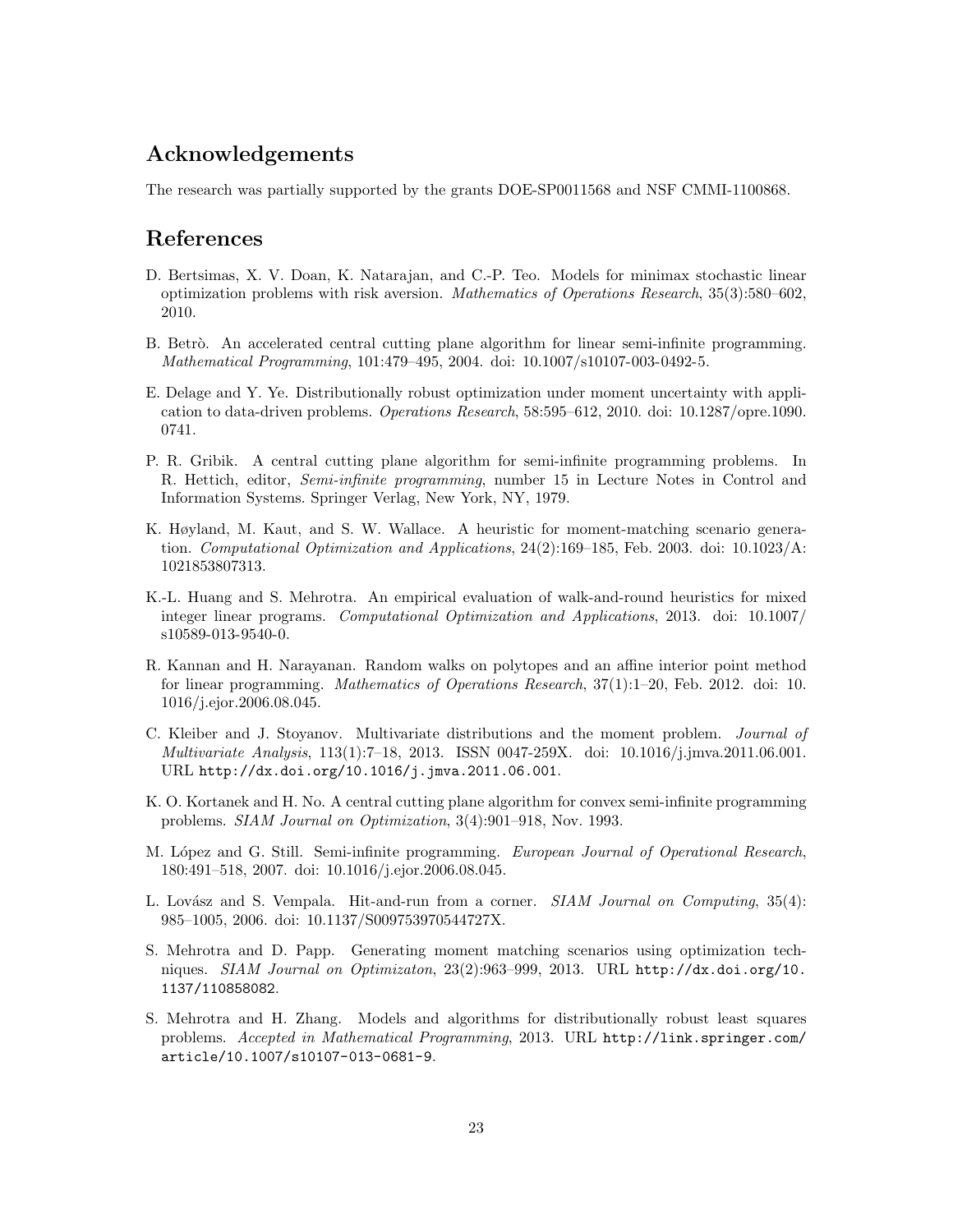## Acknowledgements

The research was partially supported by the grants DOE-SP0011568 and NSF CMMI-1100868.

## References

D. Bertsimas, X. V. Doan, K. Natarajan, and C.-P. Teo. Models for minimax stochastic linear optimization problems with risk aversion. *Mathematics of Operations Research*, 35(3):580–602, 2010.

B. Betrò. An accelerated central cutting plane algorithm for linear semi-infinite programming. *Mathematical Programming*, 101:479–495, 2004. doi: 10.1007/s10107-003-0492-5.

E. Delage and Y. Ye. Distributionally robust optimization under moment uncertainty with application to data-driven problems. *Operations Research*, 58:595–612, 2010. doi: 10.1287/opre.1090.0741.

P. R. Gribik. A central cutting plane algorithm for semi-infinite programming problems. In R. Hettich, editor, *Semi-infinite programming*, number 15 in Lecture Notes in Control and Information Systems. Springer Verlag, New York, NY, 1979.

K. Høyland, M. Kaut, and S. W. Wallace. A heuristic for moment-matching scenario generation. *Computational Optimization and Applications*, 24(2):169–185, Feb. 2003. doi: 10.1023/A:1021853807313.

K.-L. Huang and S. Mehrotra. An empirical evaluation of walk-and-round heuristics for mixed integer linear programs. *Computational Optimization and Applications*, 2013. doi: 10.1007/s10589-013-9540-0.

R. Kannan and H. Narayanan. Random walks on polytopes and an affine interior point method for linear programming. *Mathematics of Operations Research*, 37(1):1–20, Feb. 2012. doi: 10.1016/j.ejor.2006.08.045.

C. Kleiber and J. Stoyanov. Multivariate distributions and the moment problem. *Journal of Multivariate Analysis*, 113(1):7–18, 2013. ISSN 0047-259X. doi: 10.1016/j.jmva.2011.06.001. URL http://dx.doi.org/10.1016/j.jmva.2011.06.001.

K. O. Kortanek and H. No. A central cutting plane algorithm for convex semi-infinite programming problems. *SIAM Journal on Optimization*, 3(4):901–918, Nov. 1993.

M. López and G. Still. Semi-infinite programming. *European Journal of Operational Research*, 180:491–518, 2007. doi: 10.1016/j.ejor.2006.08.045.

L. Lovász and S. Vempala. Hit-and-run from a corner. *SIAM Journal on Computing*, 35(4):985–1005, 2006. doi: 10.1137/S009753970544727X.

S. Mehrotra and D. Papp. Generating moment matching scenarios using optimization techniques. *SIAM Journal on Optimizaton*, 23(2):963–999, 2013. URL http://dx.doi.org/10.1137/110858082.

S. Mehrotra and H. Zhang. Models and algorithms for distributionally robust least squares problems. *Accepted in Mathematical Programming*, 2013. URL http://link.springer.com/article/10.1007/s10107-013-0681-9.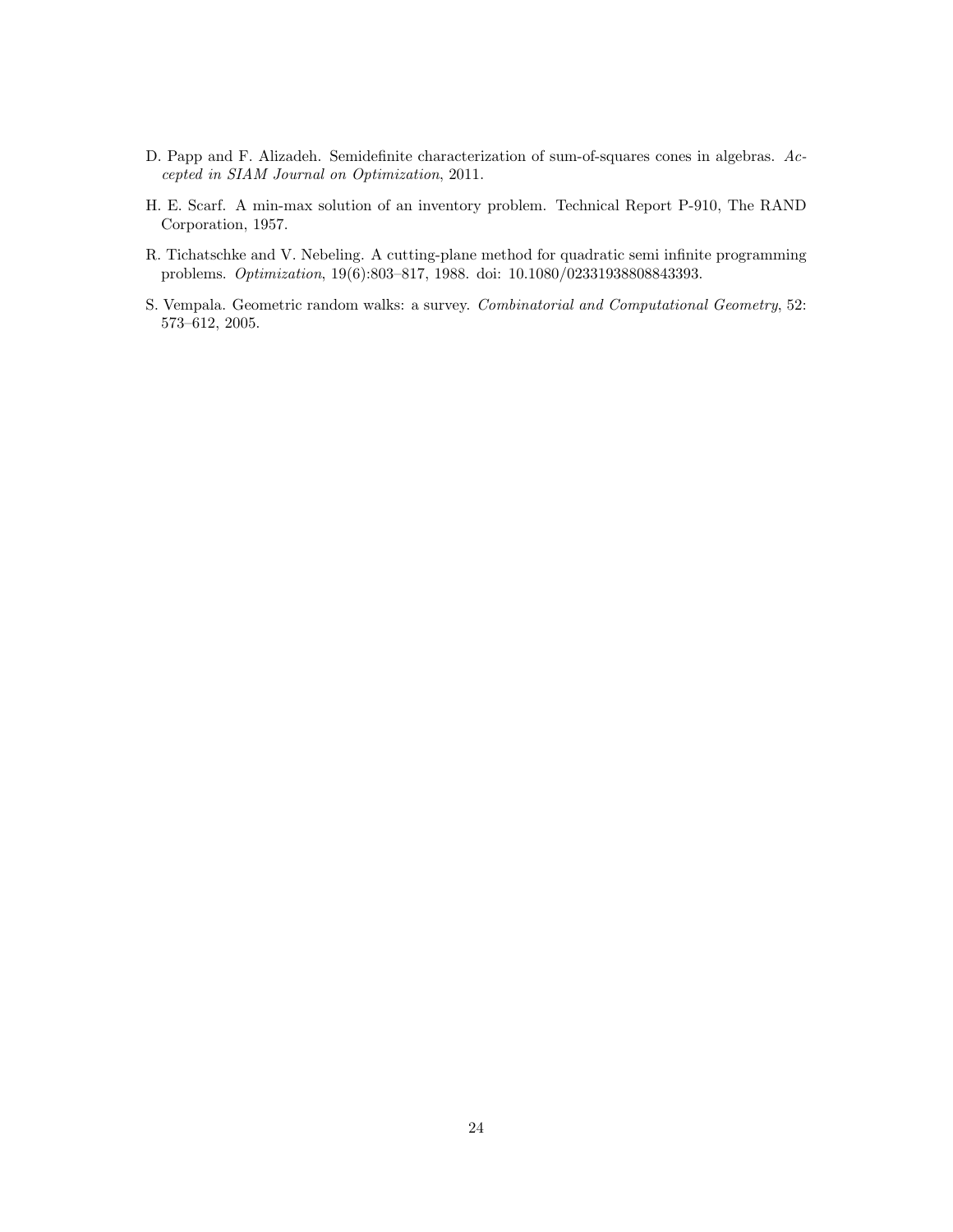D. Papp and F. Alizadeh. Semidefinite characterization of sum-of-squares cones in algebras. *Accepted in SIAM Journal on Optimization*, 2011.

H. E. Scarf. A min-max solution of an inventory problem. Technical Report P-910, The RAND Corporation, 1957.

R. Tichatschke and V. Nebeling. A cutting-plane method for quadratic semi infinite programming problems. *Optimization*, 19(6):803–817, 1988. doi: 10.1080/02331938808843393.

S. Vempala. Geometric random walks: a survey. *Combinatorial and Computational Geometry*, 52: 573–612, 2005.